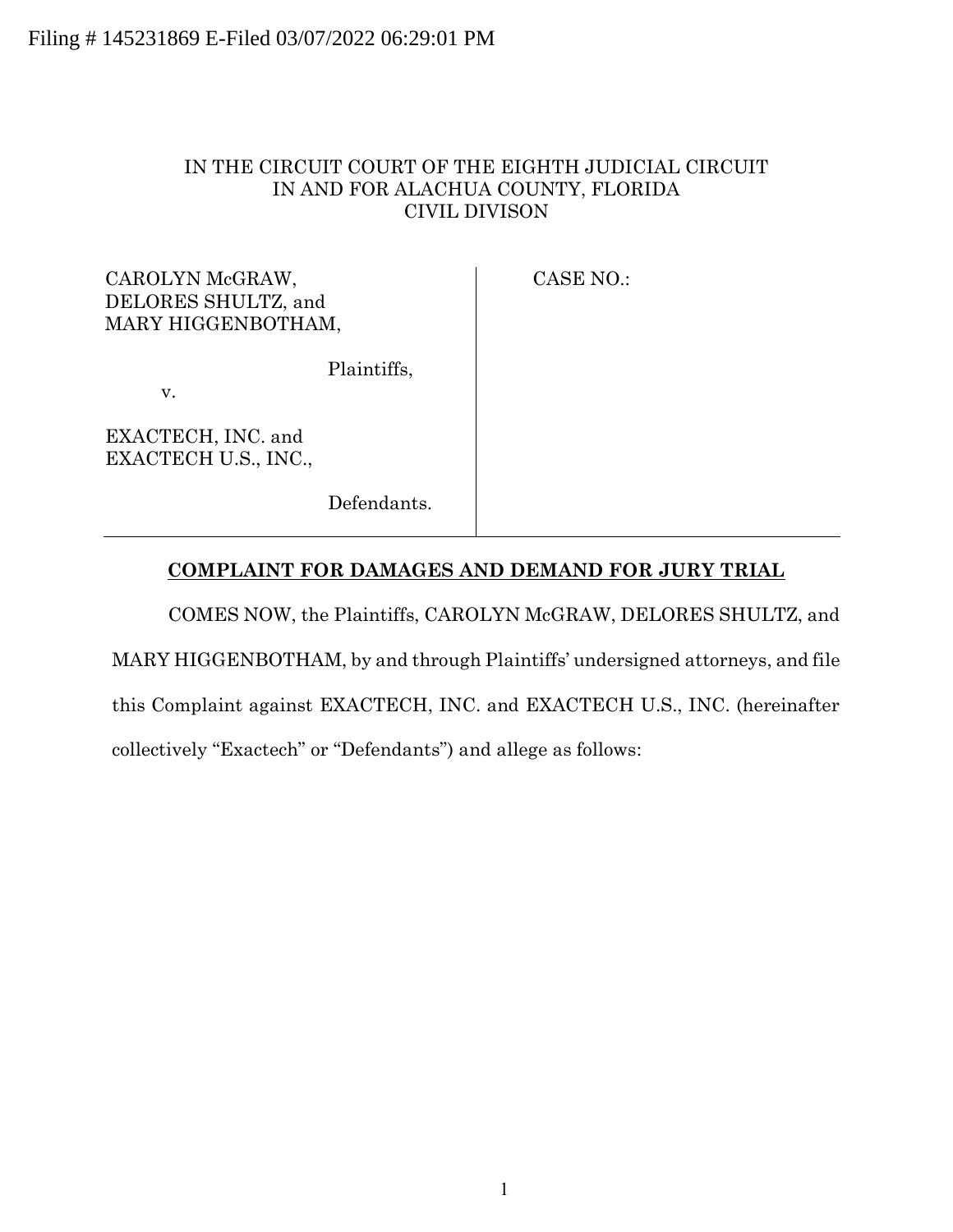Filing # 145231869 E-Filed 03/07/2022 06:29:01 PM

IN THE CIRCUIT COURT OF THE EIGHTH JUDICIAL CIRCUIT
IN AND FOR ALACHUA COUNTY, FLORIDA
CIVIL DIVISON

| | |
|---|---|
| CAROLYN McGRAW, DELORES SHULTZ, and MARY HIGGENBOTHAM, | CASE NO.: |
| Plaintiffs, | |
| v. | |
| EXACTECH, INC. and EXACTECH U.S., INC., | |
| Defendants. | |

**COMPLAINT FOR DAMAGES AND DEMAND FOR JURY TRIAL**

COMES NOW, the Plaintiffs, CAROLYN McGRAW, DELORES SHULTZ, and MARY HIGGENBOTHAM, by and through Plaintiffs' undersigned attorneys, and file this Complaint against EXACTECH, INC. and EXACTECH U.S., INC. (hereinafter collectively "Exactech" or "Defendants") and allege as follows: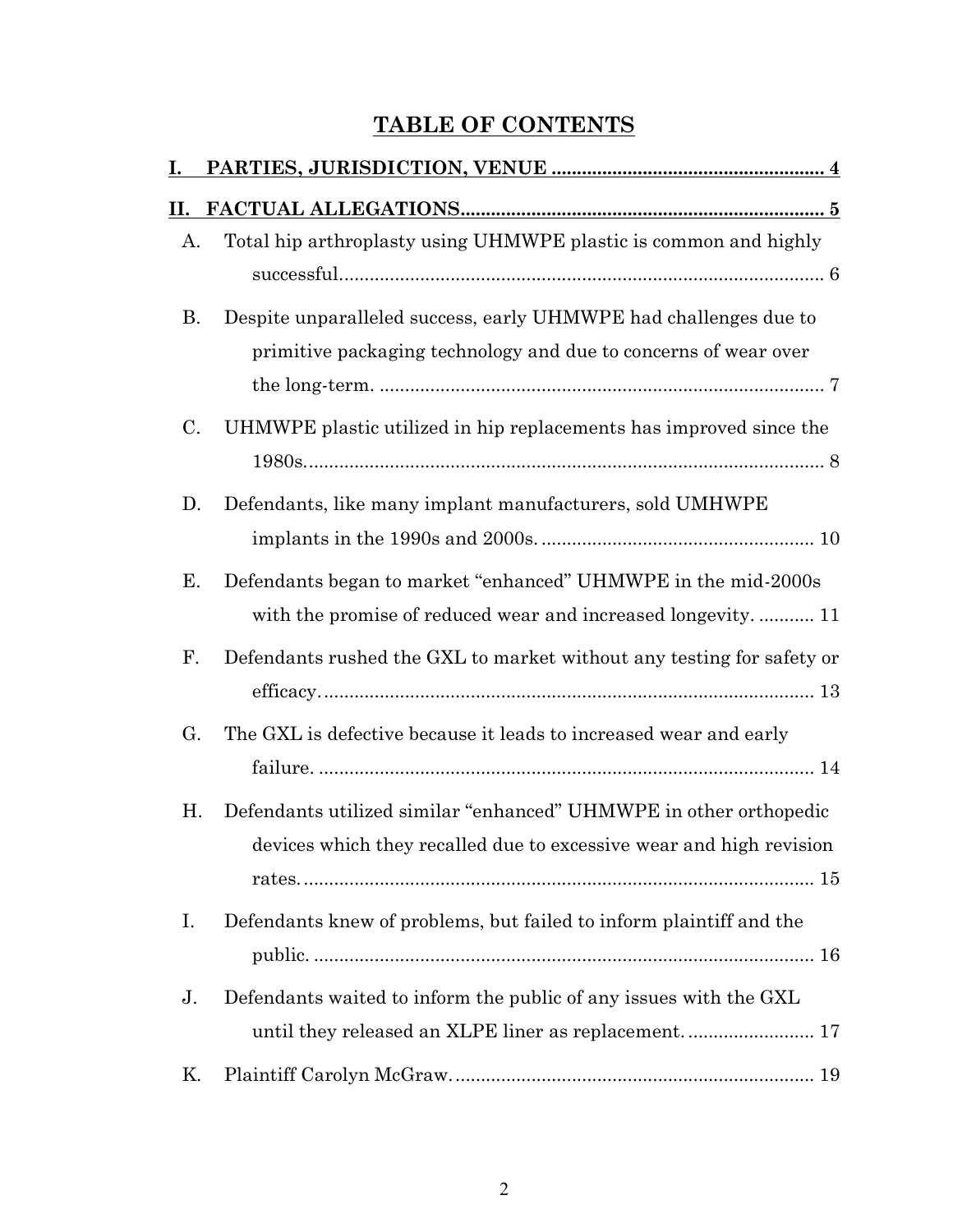## TABLE OF CONTENTS

I. PARTIES, JURISDICTION, VENUE ........................................................ 4

II. FACTUAL ALLEGATIONS........................................................................ 5

A. Total hip arthroplasty using UHMWPE plastic is common and highly successful.................................................................................................. 6

B. Despite unparalleled success, early UHMWPE had challenges due to primitive packaging technology and due to concerns of wear over the long-term. ........................................................................................ 7

C. UHMWPE plastic utilized in hip replacements has improved since the 1980s...................................................................................................... 8

D. Defendants, like many implant manufacturers, sold UMHWPE implants in the 1990s and 2000s. ..................................................... 10

E. Defendants began to market "enhanced" UHMWPE in the mid-2000s with the promise of reduced wear and increased longevity. ........... 11

F. Defendants rushed the GXL to market without any testing for safety or efficacy................................................................................................. 13

G. The GXL is defective because it leads to increased wear and early failure. .................................................................................................. 14

H. Defendants utilized similar "enhanced" UHMWPE in other orthopedic devices which they recalled due to excessive wear and high revision rates...................................................................................................... 15

I. Defendants knew of problems, but failed to inform plaintiff and the public. ................................................................................................... 16

J. Defendants waited to inform the public of any issues with the GXL until they released an XLPE liner as replacement. ......................... 17

K. Plaintiff Carolyn McGraw....................................................................... 19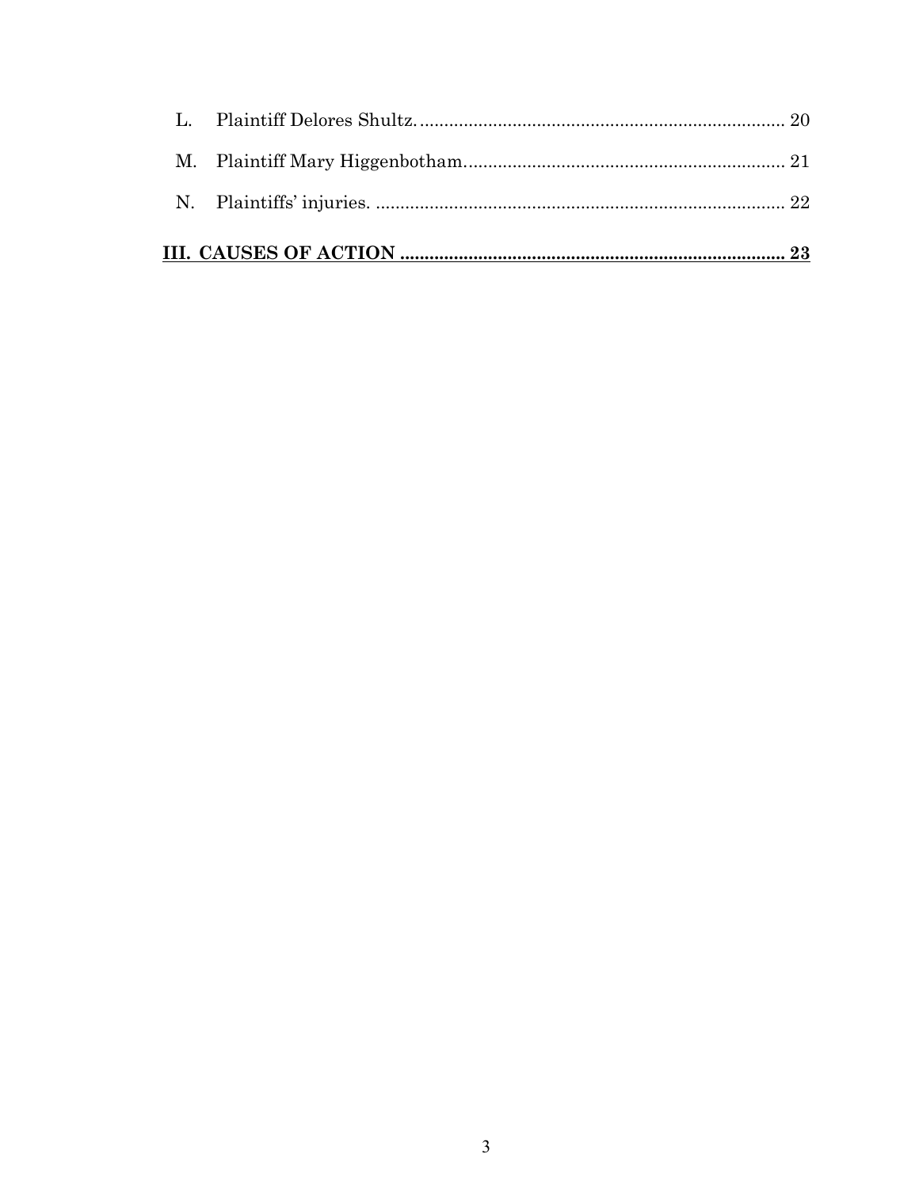L. Plaintiff Delores Shultz. .......................................................................... 20

M. Plaintiff Mary Higgenbotham................................................................. 21

N. Plaintiffs' injuries. .................................................................................. 22

**<u>III. CAUSES OF ACTION ............................................................................. 23</u>**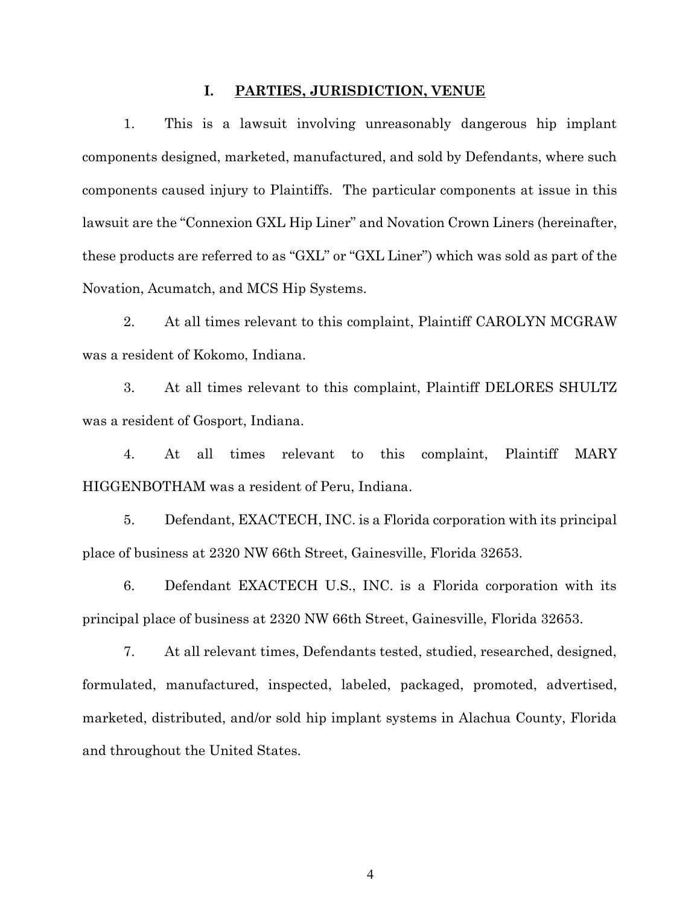## I. PARTIES, JURISDICTION, VENUE

1. This is a lawsuit involving unreasonably dangerous hip implant components designed, marketed, manufactured, and sold by Defendants, where such components caused injury to Plaintiffs. The particular components at issue in this lawsuit are the "Connexion GXL Hip Liner" and Novation Crown Liners (hereinafter, these products are referred to as "GXL" or "GXL Liner") which was sold as part of the Novation, Acumatch, and MCS Hip Systems.

2. At all times relevant to this complaint, Plaintiff CAROLYN MCGRAW was a resident of Kokomo, Indiana.

3. At all times relevant to this complaint, Plaintiff DELORES SHULTZ was a resident of Gosport, Indiana.

4. At all times relevant to this complaint, Plaintiff MARY HIGGENBOTHAM was a resident of Peru, Indiana.

5. Defendant, EXACTECH, INC. is a Florida corporation with its principal place of business at 2320 NW 66th Street, Gainesville, Florida 32653.

6. Defendant EXACTECH U.S., INC. is a Florida corporation with its principal place of business at 2320 NW 66th Street, Gainesville, Florida 32653.

7. At all relevant times, Defendants tested, studied, researched, designed, formulated, manufactured, inspected, labeled, packaged, promoted, advertised, marketed, distributed, and/or sold hip implant systems in Alachua County, Florida and throughout the United States.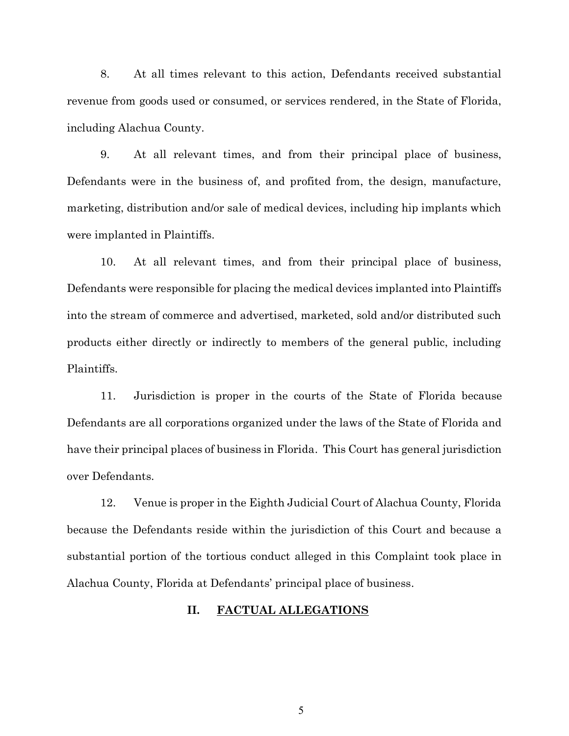8. At all times relevant to this action, Defendants received substantial revenue from goods used or consumed, or services rendered, in the State of Florida, including Alachua County.

9. At all relevant times, and from their principal place of business, Defendants were in the business of, and profited from, the design, manufacture, marketing, distribution and/or sale of medical devices, including hip implants which were implanted in Plaintiffs.

10. At all relevant times, and from their principal place of business, Defendants were responsible for placing the medical devices implanted into Plaintiffs into the stream of commerce and advertised, marketed, sold and/or distributed such products either directly or indirectly to members of the general public, including Plaintiffs.

11. Jurisdiction is proper in the courts of the State of Florida because Defendants are all corporations organized under the laws of the State of Florida and have their principal places of business in Florida. This Court has general jurisdiction over Defendants.

12. Venue is proper in the Eighth Judicial Court of Alachua County, Florida because the Defendants reside within the jurisdiction of this Court and because a substantial portion of the tortious conduct alleged in this Complaint took place in Alachua County, Florida at Defendants' principal place of business.

## II. FACTUAL ALLEGATIONS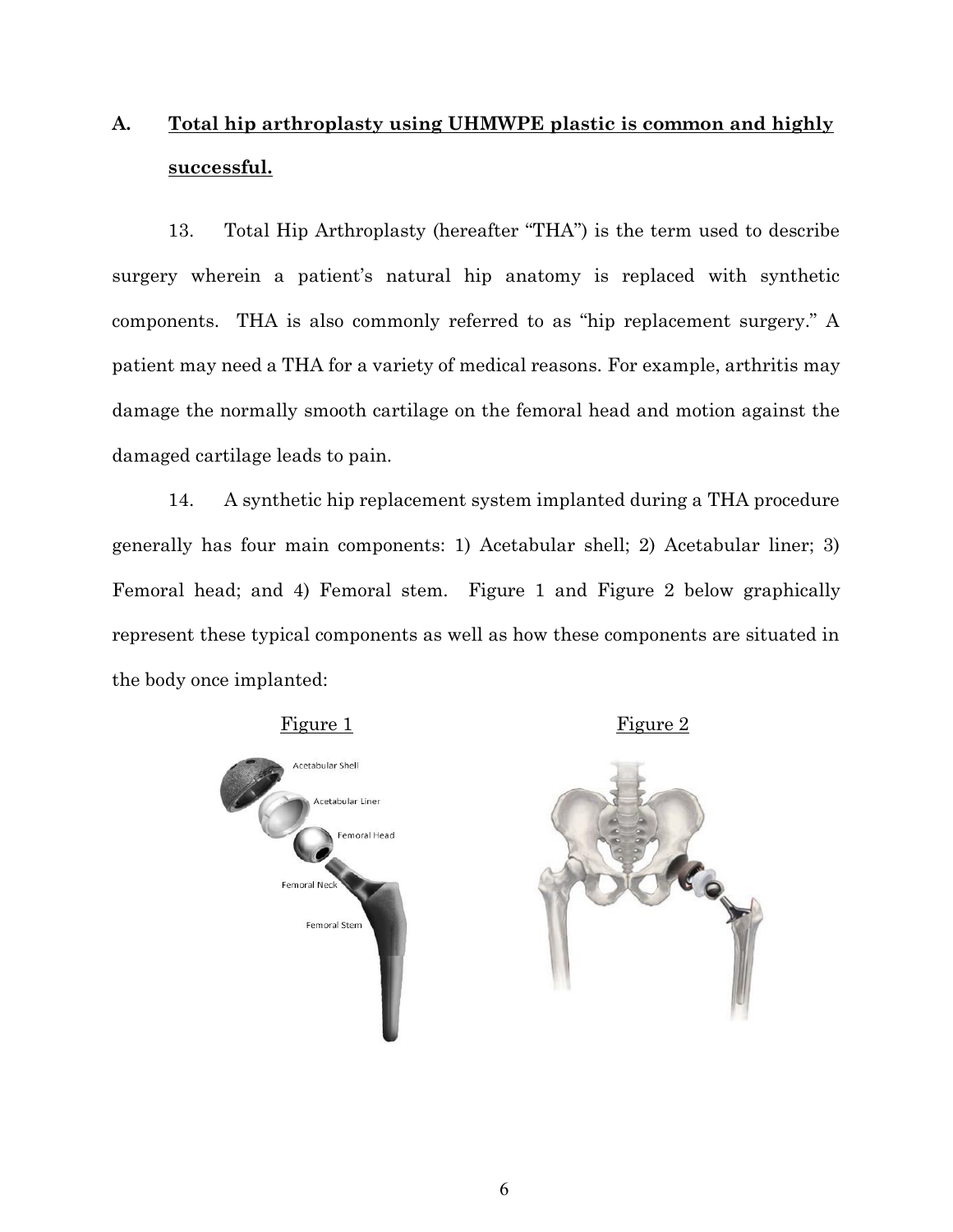## A. Total hip arthroplasty using UHMWPE plastic is common and highly successful.

13. Total Hip Arthroplasty (hereafter "THA") is the term used to describe surgery wherein a patient's natural hip anatomy is replaced with synthetic components. THA is also commonly referred to as "hip replacement surgery." A patient may need a THA for a variety of medical reasons. For example, arthritis may damage the normally smooth cartilage on the femoral head and motion against the damaged cartilage leads to pain.

14. A synthetic hip replacement system implanted during a THA procedure generally has four main components: 1) Acetabular shell; 2) Acetabular liner; 3) Femoral head; and 4) Femoral stem. Figure 1 and Figure 2 below graphically represent these typical components as well as how these components are situated in the body once implanted:

Figure 1

Acetabular Shell

Acetabular Liner

Femoral Head

Femoral Neck

Femoral Stem

Figure 2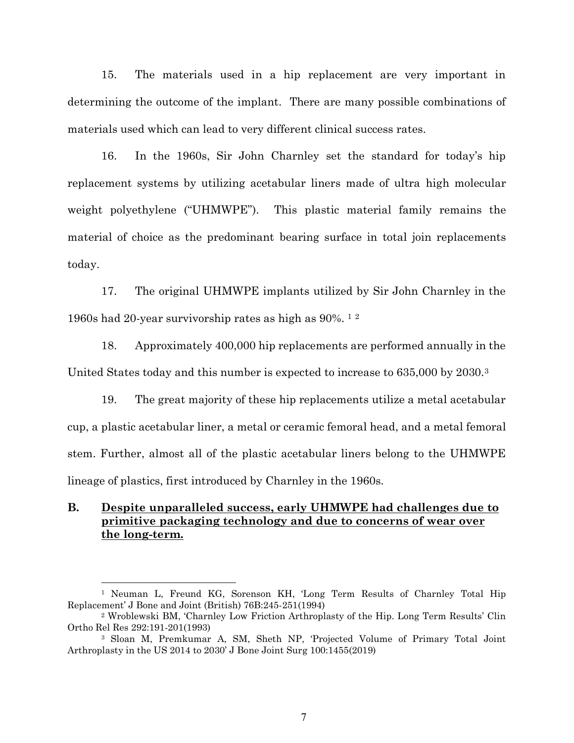15. The materials used in a hip replacement are very important in determining the outcome of the implant. There are many possible combinations of materials used which can lead to very different clinical success rates.

16. In the 1960s, Sir John Charnley set the standard for today's hip replacement systems by utilizing acetabular liners made of ultra high molecular weight polyethylene ("UHMWPE"). This plastic material family remains the material of choice as the predominant bearing surface in total join replacements today.

17. The original UHMWPE implants utilized by Sir John Charnley in the 1960s had 20-year survivorship rates as high as 90%. [1] [2]

18. Approximately 400,000 hip replacements are performed annually in the United States today and this number is expected to increase to 635,000 by 2030.[3]

19. The great majority of these hip replacements utilize a metal acetabular cup, a plastic acetabular liner, a metal or ceramic femoral head, and a metal femoral stem. Further, almost all of the plastic acetabular liners belong to the UHMWPE lineage of plastics, first introduced by Charnley in the 1960s.

### B. Despite unparalleled success, early UHMWPE had challenges due to primitive packaging technology and due to concerns of wear over the long-term.

---

[1] Neuman L, Freund KG, Sorenson KH, 'Long Term Results of Charnley Total Hip Replacement' J Bone and Joint (British) 76B:245-251(1994)

[2] Wroblewski BM, 'Charnley Low Friction Arthroplasty of the Hip. Long Term Results' Clin Ortho Rel Res 292:191-201(1993)

[3] Sloan M, Premkumar A, SM, Sheth NP, 'Projected Volume of Primary Total Joint Arthroplasty in the US 2014 to 2030' J Bone Joint Surg 100:1455(2019)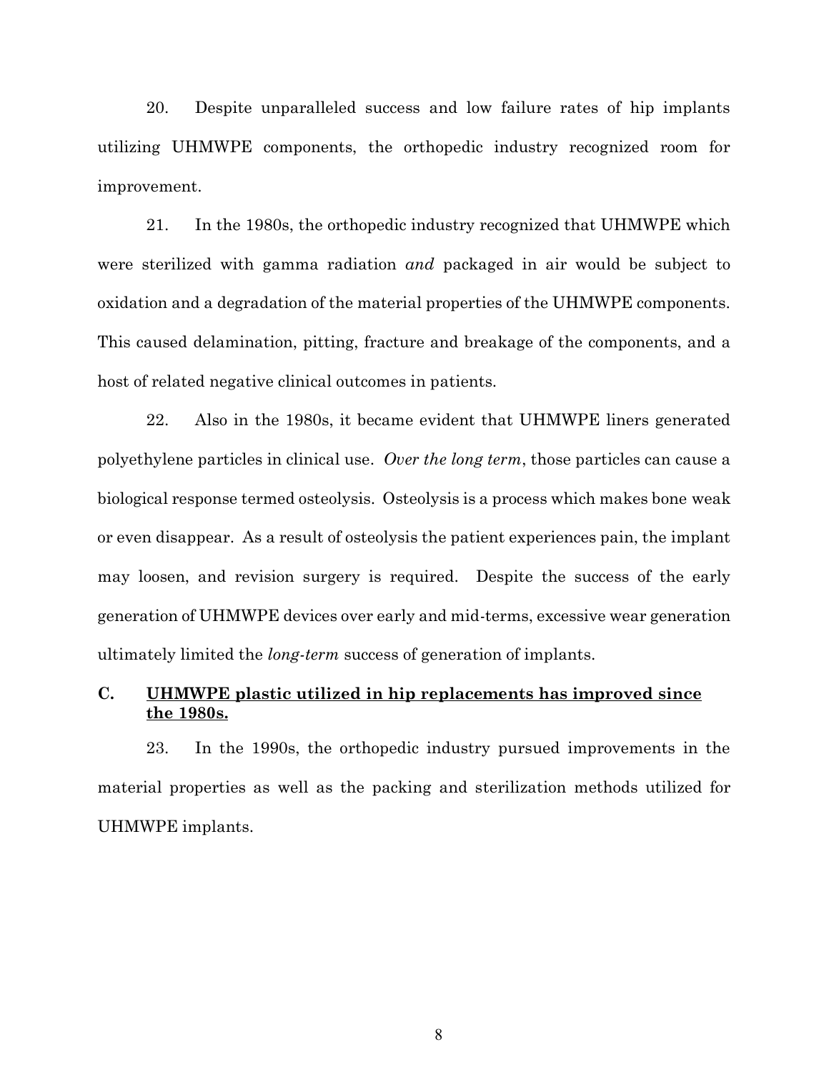20. Despite unparalleled success and low failure rates of hip implants utilizing UHMWPE components, the orthopedic industry recognized room for improvement.

21. In the 1980s, the orthopedic industry recognized that UHMWPE which were sterilized with gamma radiation *and* packaged in air would be subject to oxidation and a degradation of the material properties of the UHMWPE components. This caused delamination, pitting, fracture and breakage of the components, and a host of related negative clinical outcomes in patients.

22. Also in the 1980s, it became evident that UHMWPE liners generated polyethylene particles in clinical use. *Over the long term*, those particles can cause a biological response termed osteolysis. Osteolysis is a process which makes bone weak or even disappear. As a result of osteolysis the patient experiences pain, the implant may loosen, and revision surgery is required. Despite the success of the early generation of UHMWPE devices over early and mid-terms, excessive wear generation ultimately limited the *long-term* success of generation of implants.

### C. <u>UHMWPE plastic utilized in hip replacements has improved since the 1980s.</u>

23. In the 1990s, the orthopedic industry pursued improvements in the material properties as well as the packing and sterilization methods utilized for UHMWPE implants.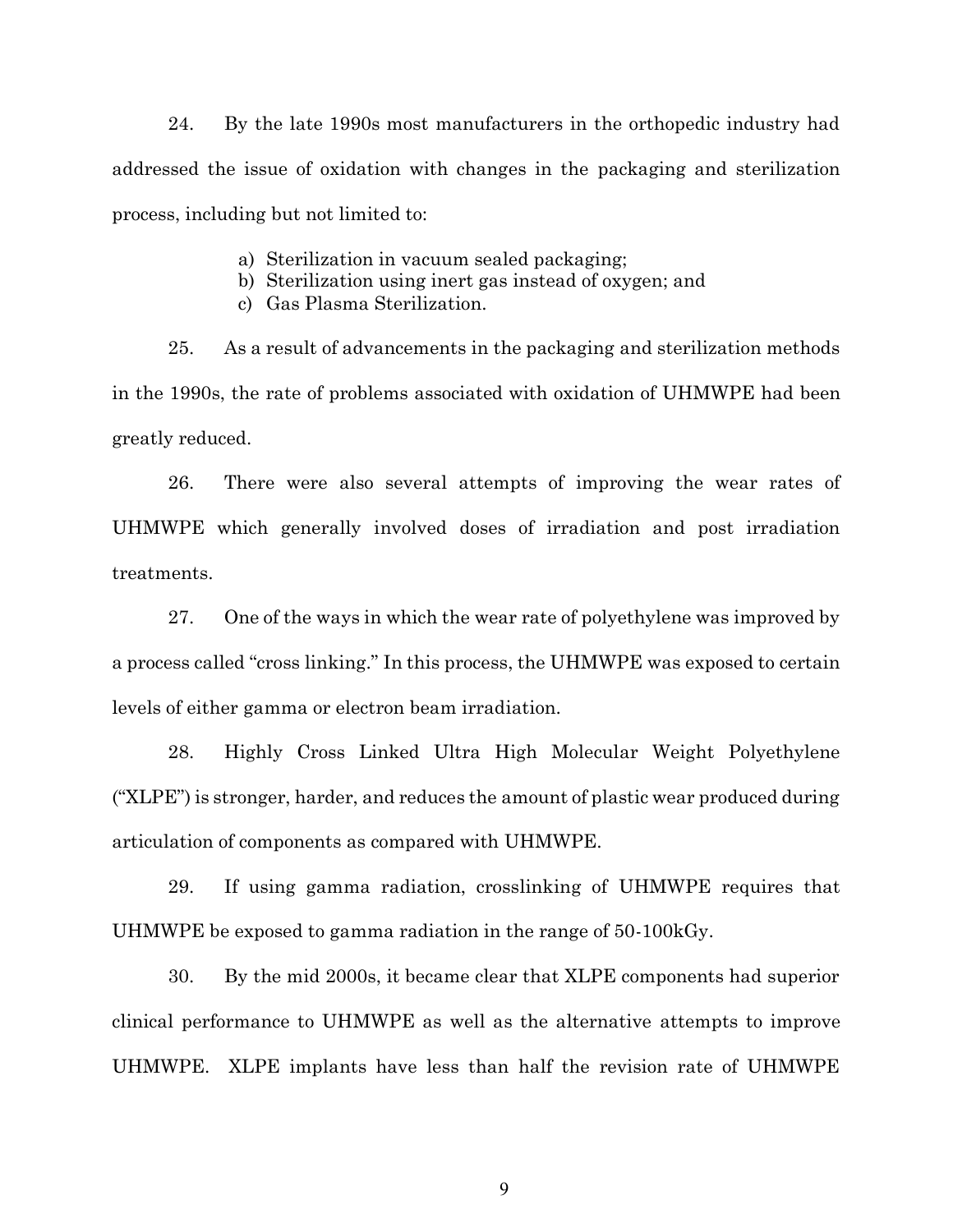24. By the late 1990s most manufacturers in the orthopedic industry had addressed the issue of oxidation with changes in the packaging and sterilization process, including but not limited to:

a) Sterilization in vacuum sealed packaging;
b) Sterilization using inert gas instead of oxygen; and
c) Gas Plasma Sterilization.

25. As a result of advancements in the packaging and sterilization methods in the 1990s, the rate of problems associated with oxidation of UHMWPE had been greatly reduced.

26. There were also several attempts of improving the wear rates of UHMWPE which generally involved doses of irradiation and post irradiation treatments.

27. One of the ways in which the wear rate of polyethylene was improved by a process called "cross linking." In this process, the UHMWPE was exposed to certain levels of either gamma or electron beam irradiation.

28. Highly Cross Linked Ultra High Molecular Weight Polyethylene ("XLPE") is stronger, harder, and reduces the amount of plastic wear produced during articulation of components as compared with UHMWPE.

29. If using gamma radiation, crosslinking of UHMWPE requires that UHMWPE be exposed to gamma radiation in the range of 50-100kGy.

30. By the mid 2000s, it became clear that XLPE components had superior clinical performance to UHMWPE as well as the alternative attempts to improve UHMWPE. XLPE implants have less than half the revision rate of UHMWPE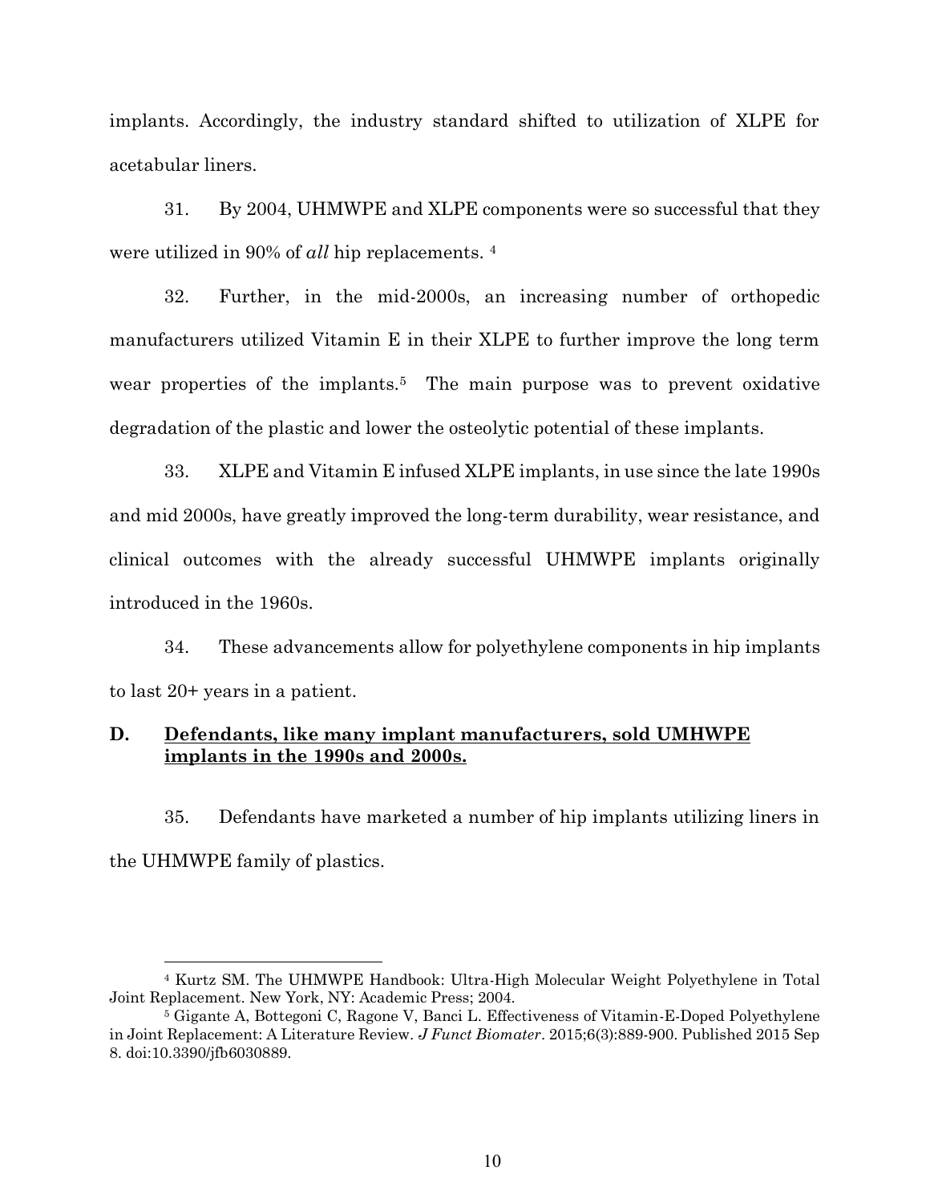implants. Accordingly, the industry standard shifted to utilization of XLPE for acetabular liners.

31. By 2004, UHMWPE and XLPE components were so successful that they were utilized in 90% of *all* hip replacements. [4]

32. Further, in the mid-2000s, an increasing number of orthopedic manufacturers utilized Vitamin E in their XLPE to further improve the long term wear properties of the implants.[5] The main purpose was to prevent oxidative degradation of the plastic and lower the osteolytic potential of these implants.

33. XLPE and Vitamin E infused XLPE implants, in use since the late 1990s and mid 2000s, have greatly improved the long-term durability, wear resistance, and clinical outcomes with the already successful UHMWPE implants originally introduced in the 1960s.

34. These advancements allow for polyethylene components in hip implants to last 20+ years in a patient.

**D. <u>Defendants, like many implant manufacturers, sold UMHWPE implants in the 1990s and 2000s.</u>**

35. Defendants have marketed a number of hip implants utilizing liners in the UHMWPE family of plastics.

---

[4] Kurtz SM. The UHMWPE Handbook: Ultra-High Molecular Weight Polyethylene in Total Joint Replacement. New York, NY: Academic Press; 2004.

[5] Gigante A, Bottegoni C, Ragone V, Banci L. Effectiveness of Vitamin-E-Doped Polyethylene in Joint Replacement: A Literature Review. *J Funct Biomater*. 2015;6(3):889-900. Published 2015 Sep 8. doi:10.3390/jfb6030889.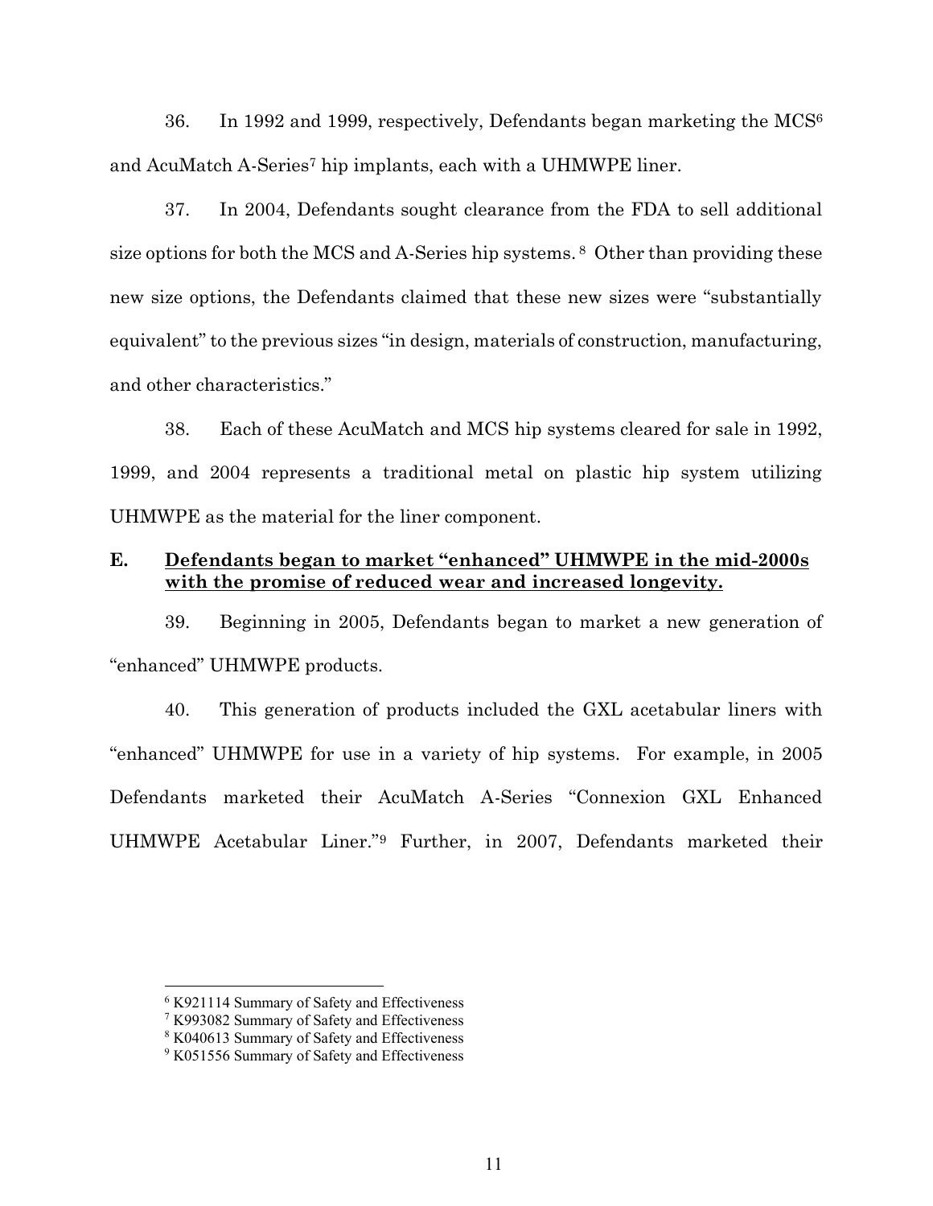36. In 1992 and 1999, respectively, Defendants began marketing the MCS[6] and AcuMatch A-Series[7] hip implants, each with a UHMWPE liner.

37. In 2004, Defendants sought clearance from the FDA to sell additional size options for both the MCS and A-Series hip systems.[8] Other than providing these new size options, the Defendants claimed that these new sizes were "substantially equivalent" to the previous sizes "in design, materials of construction, manufacturing, and other characteristics."

38. Each of these AcuMatch and MCS hip systems cleared for sale in 1992, 1999, and 2004 represents a traditional metal on plastic hip system utilizing UHMWPE as the material for the liner component.

**E. <u>Defendants began to market "enhanced" UHMWPE in the mid-2000s with the promise of reduced wear and increased longevity.</u>**

39. Beginning in 2005, Defendants began to market a new generation of "enhanced" UHMWPE products.

40. This generation of products included the GXL acetabular liners with "enhanced" UHMWPE for use in a variety of hip systems. For example, in 2005 Defendants marketed their AcuMatch A-Series "Connexion GXL Enhanced UHMWPE Acetabular Liner."[9] Further, in 2007, Defendants marketed their

---

[6] K921114 Summary of Safety and Effectiveness

[7] K993082 Summary of Safety and Effectiveness

[8] K040613 Summary of Safety and Effectiveness

[9] K051556 Summary of Safety and Effectiveness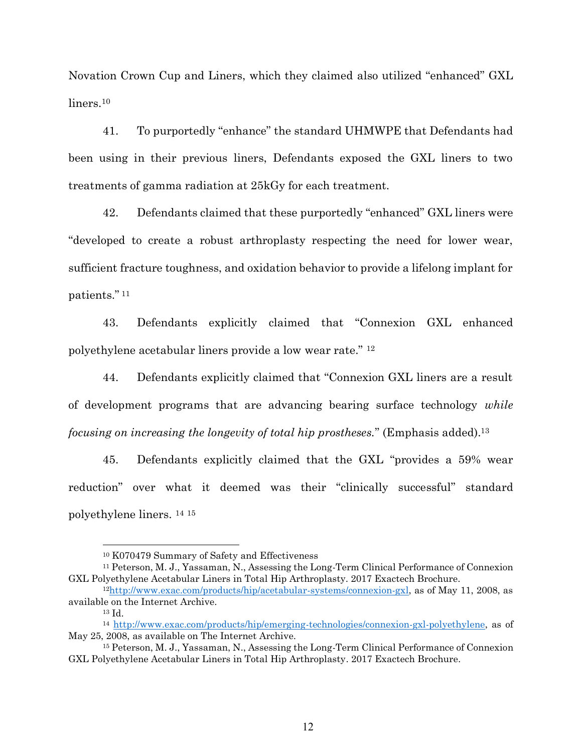Novation Crown Cup and Liners, which they claimed also utilized "enhanced" GXL liners.[10]

41. To purportedly "enhance" the standard UHMWPE that Defendants had been using in their previous liners, Defendants exposed the GXL liners to two treatments of gamma radiation at 25kGy for each treatment.

42. Defendants claimed that these purportedly "enhanced" GXL liners were "developed to create a robust arthroplasty respecting the need for lower wear, sufficient fracture toughness, and oxidation behavior to provide a lifelong implant for patients." [11]

43. Defendants explicitly claimed that "Connexion GXL enhanced polyethylene acetabular liners provide a low wear rate." [12]

44. Defendants explicitly claimed that "Connexion GXL liners are a result of development programs that are advancing bearing surface technology *while focusing on increasing the longevity of total hip prostheses.*" (Emphasis added).[13]

45. Defendants explicitly claimed that the GXL "provides a 59% wear reduction" over what it deemed was their "clinically successful" standard polyethylene liners. [14] [15]

---

[10] K070479 Summary of Safety and Effectiveness

[11] Peterson, M. J., Yassaman, N., Assessing the Long-Term Clinical Performance of Connexion GXL Polyethylene Acetabular Liners in Total Hip Arthroplasty. 2017 Exactech Brochure.

[12] http://www.exac.com/products/hip/acetabular-systems/connexion-gxl, as of May 11, 2008, as available on the Internet Archive.

[13] Id.

[14] http://www.exac.com/products/hip/emerging-technologies/connexion-gxl-polyethylene, as of May 25, 2008, as available on The Internet Archive.

[15] Peterson, M. J., Yassaman, N., Assessing the Long-Term Clinical Performance of Connexion GXL Polyethylene Acetabular Liners in Total Hip Arthroplasty. 2017 Exactech Brochure.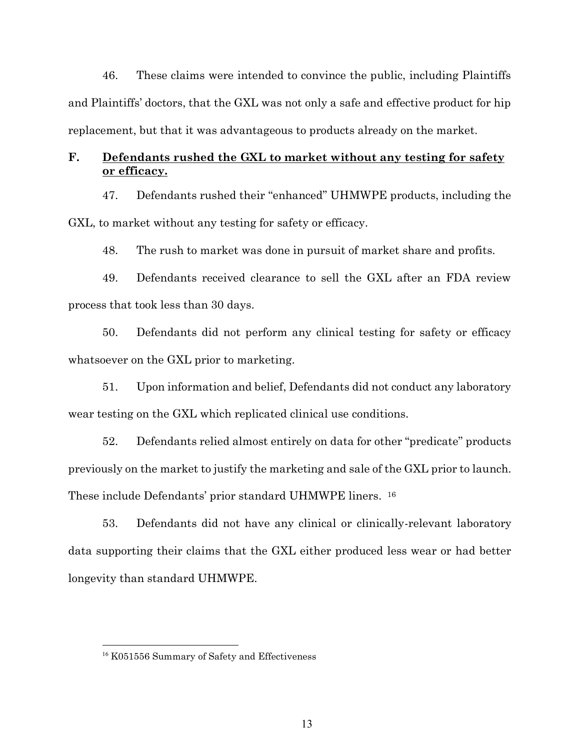46. These claims were intended to convince the public, including Plaintiffs and Plaintiffs' doctors, that the GXL was not only a safe and effective product for hip replacement, but that it was advantageous to products already on the market.

### F. <u>**Defendants rushed the GXL to market without any testing for safety or efficacy.**</u>

47. Defendants rushed their "enhanced" UHMWPE products, including the GXL, to market without any testing for safety or efficacy.

48. The rush to market was done in pursuit of market share and profits.

49. Defendants received clearance to sell the GXL after an FDA review process that took less than 30 days.

50. Defendants did not perform any clinical testing for safety or efficacy whatsoever on the GXL prior to marketing.

51. Upon information and belief, Defendants did not conduct any laboratory wear testing on the GXL which replicated clinical use conditions.

52. Defendants relied almost entirely on data for other "predicate" products previously on the market to justify the marketing and sale of the GXL prior to launch. These include Defendants' prior standard UHMWPE liners. [16]

53. Defendants did not have any clinical or clinically-relevant laboratory data supporting their claims that the GXL either produced less wear or had better longevity than standard UHMWPE.

---

[16] K051556 Summary of Safety and Effectiveness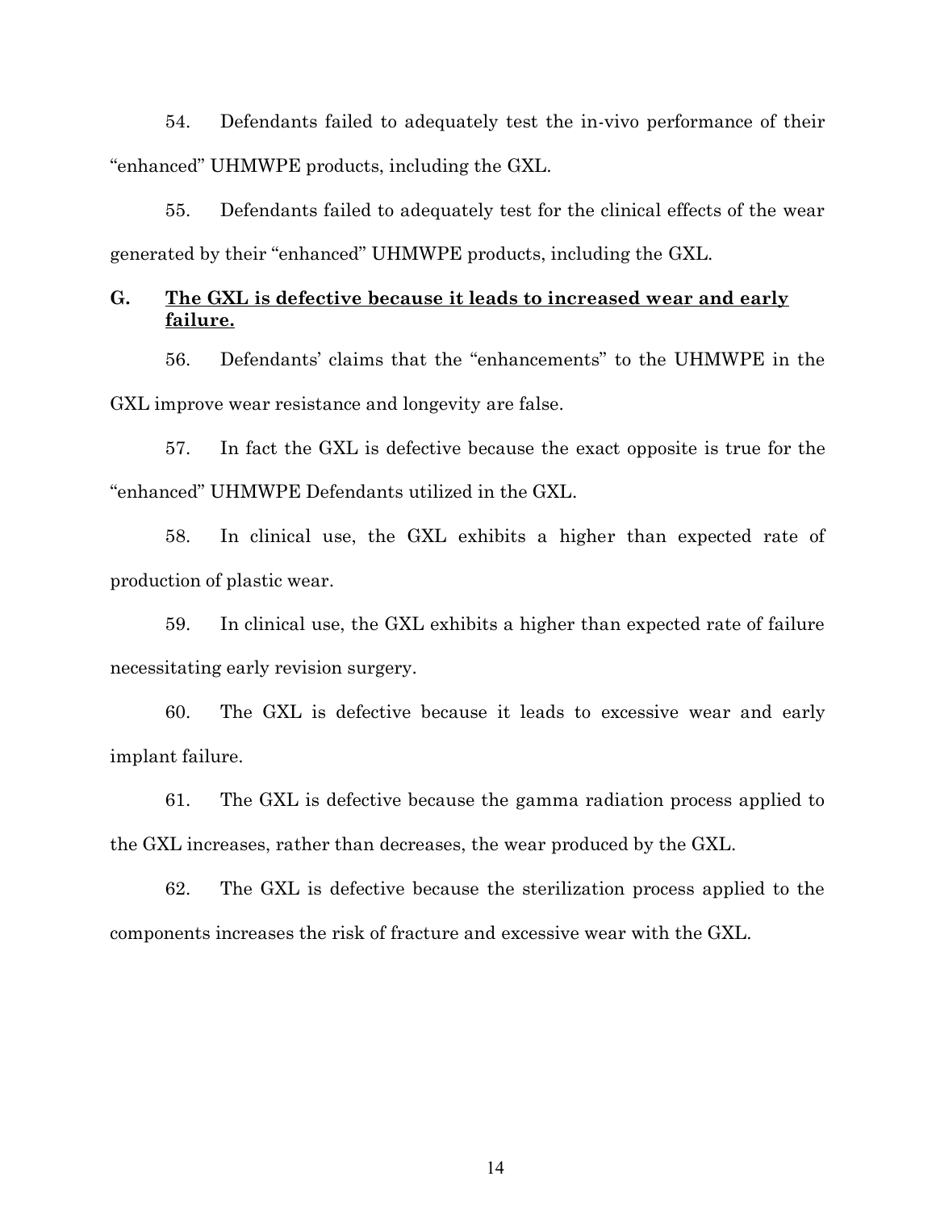54. Defendants failed to adequately test the in-vivo performance of their "enhanced" UHMWPE products, including the GXL.

55. Defendants failed to adequately test for the clinical effects of the wear generated by their "enhanced" UHMWPE products, including the GXL.

### G. <u>The GXL is defective because it leads to increased wear and early failure.</u>

56. Defendants' claims that the "enhancements" to the UHMWPE in the GXL improve wear resistance and longevity are false.

57. In fact the GXL is defective because the exact opposite is true for the "enhanced" UHMWPE Defendants utilized in the GXL.

58. In clinical use, the GXL exhibits a higher than expected rate of production of plastic wear.

59. In clinical use, the GXL exhibits a higher than expected rate of failure necessitating early revision surgery.

60. The GXL is defective because it leads to excessive wear and early implant failure.

61. The GXL is defective because the gamma radiation process applied to the GXL increases, rather than decreases, the wear produced by the GXL.

62. The GXL is defective because the sterilization process applied to the components increases the risk of fracture and excessive wear with the GXL.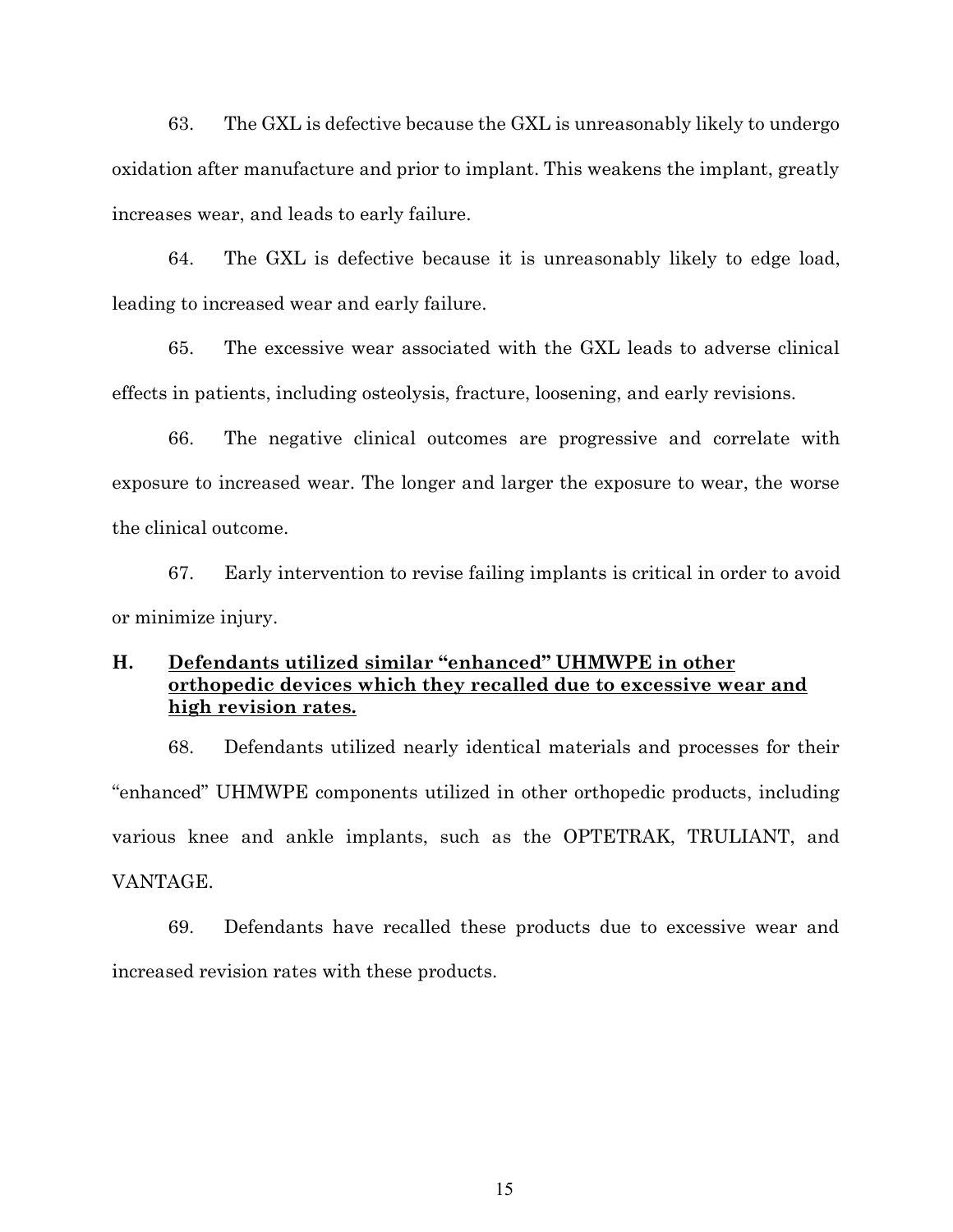63. The GXL is defective because the GXL is unreasonably likely to undergo oxidation after manufacture and prior to implant. This weakens the implant, greatly increases wear, and leads to early failure.

64. The GXL is defective because it is unreasonably likely to edge load, leading to increased wear and early failure.

65. The excessive wear associated with the GXL leads to adverse clinical effects in patients, including osteolysis, fracture, loosening, and early revisions.

66. The negative clinical outcomes are progressive and correlate with exposure to increased wear. The longer and larger the exposure to wear, the worse the clinical outcome.

67. Early intervention to revise failing implants is critical in order to avoid or minimize injury.

### H. <u>Defendants utilized similar "enhanced" UHMWPE in other orthopedic devices which they recalled due to excessive wear and high revision rates.</u>

68. Defendants utilized nearly identical materials and processes for their "enhanced" UHMWPE components utilized in other orthopedic products, including various knee and ankle implants, such as the OPTETRAK, TRULIANT, and VANTAGE.

69. Defendants have recalled these products due to excessive wear and increased revision rates with these products.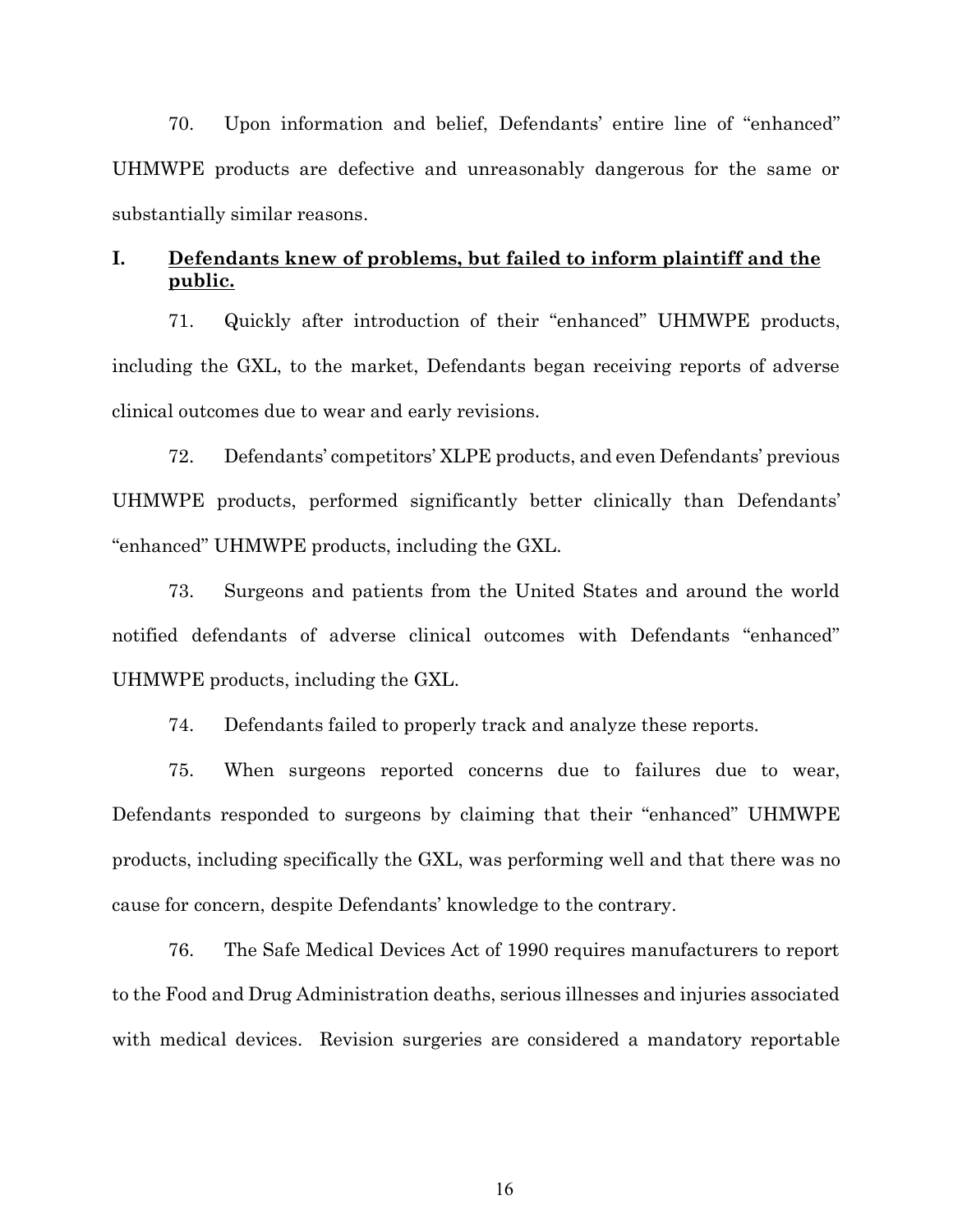70. Upon information and belief, Defendants' entire line of "enhanced" UHMWPE products are defective and unreasonably dangerous for the same or substantially similar reasons.

## I. <u>Defendants knew of problems, but failed to inform plaintiff and the public.</u>

71. Quickly after introduction of their "enhanced" UHMWPE products, including the GXL, to the market, Defendants began receiving reports of adverse clinical outcomes due to wear and early revisions.

72. Defendants' competitors' XLPE products, and even Defendants' previous UHMWPE products, performed significantly better clinically than Defendants' "enhanced" UHMWPE products, including the GXL.

73. Surgeons and patients from the United States and around the world notified defendants of adverse clinical outcomes with Defendants "enhanced" UHMWPE products, including the GXL.

74. Defendants failed to properly track and analyze these reports.

75. When surgeons reported concerns due to failures due to wear, Defendants responded to surgeons by claiming that their "enhanced" UHMWPE products, including specifically the GXL, was performing well and that there was no cause for concern, despite Defendants' knowledge to the contrary.

76. The Safe Medical Devices Act of 1990 requires manufacturers to report to the Food and Drug Administration deaths, serious illnesses and injuries associated with medical devices. Revision surgeries are considered a mandatory reportable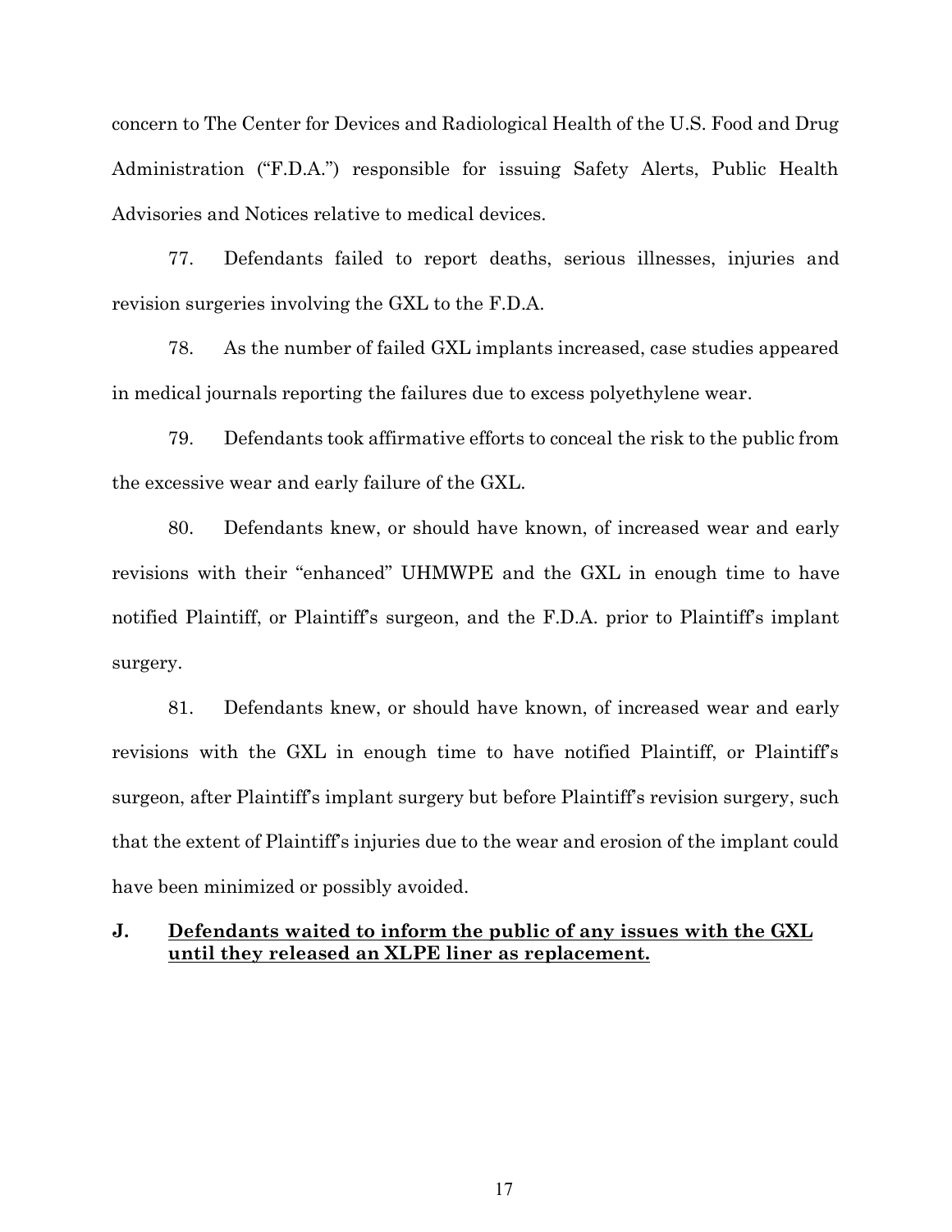concern to The Center for Devices and Radiological Health of the U.S. Food and Drug Administration ("F.D.A.") responsible for issuing Safety Alerts, Public Health Advisories and Notices relative to medical devices.

77. Defendants failed to report deaths, serious illnesses, injuries and revision surgeries involving the GXL to the F.D.A.

78. As the number of failed GXL implants increased, case studies appeared in medical journals reporting the failures due to excess polyethylene wear.

79. Defendants took affirmative efforts to conceal the risk to the public from the excessive wear and early failure of the GXL.

80. Defendants knew, or should have known, of increased wear and early revisions with their "enhanced" UHMWPE and the GXL in enough time to have notified Plaintiff, or Plaintiff's surgeon, and the F.D.A. prior to Plaintiff's implant surgery.

81. Defendants knew, or should have known, of increased wear and early revisions with the GXL in enough time to have notified Plaintiff, or Plaintiff's surgeon, after Plaintiff's implant surgery but before Plaintiff's revision surgery, such that the extent of Plaintiff's injuries due to the wear and erosion of the implant could have been minimized or possibly avoided.

### J. <u>Defendants waited to inform the public of any issues with the GXL until they released an XLPE liner as replacement.</u>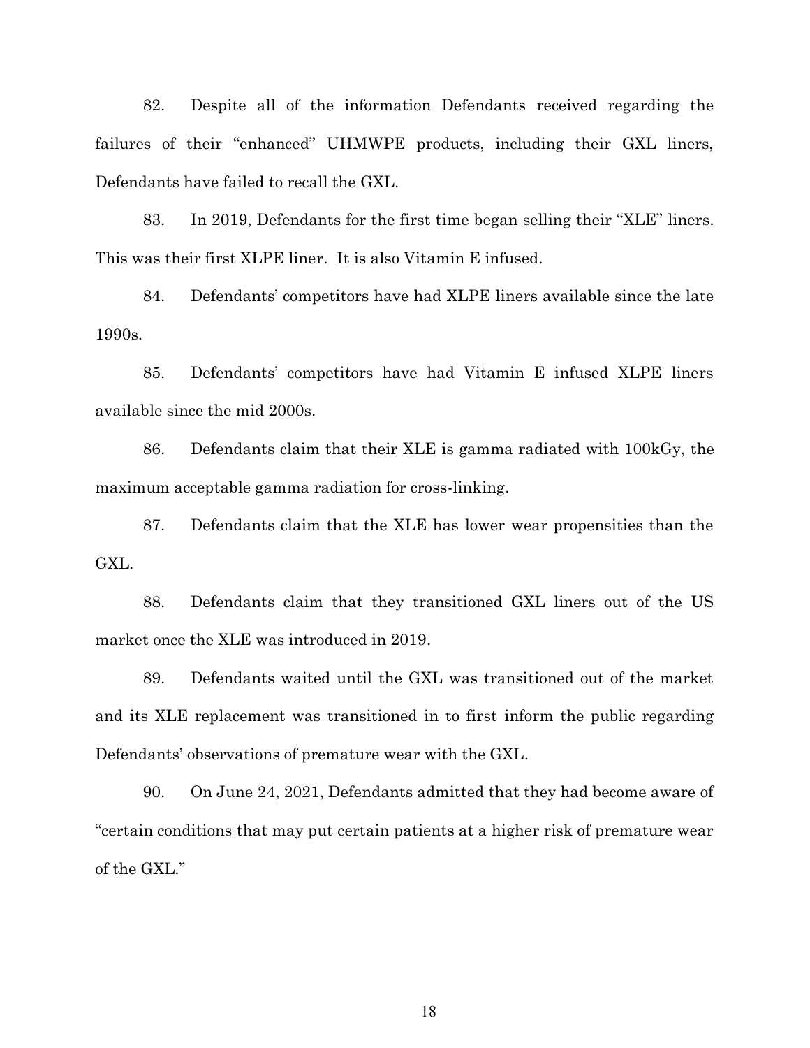82. Despite all of the information Defendants received regarding the failures of their "enhanced" UHMWPE products, including their GXL liners, Defendants have failed to recall the GXL.

83. In 2019, Defendants for the first time began selling their "XLE" liners. This was their first XLPE liner. It is also Vitamin E infused.

84. Defendants' competitors have had XLPE liners available since the late 1990s.

85. Defendants' competitors have had Vitamin E infused XLPE liners available since the mid 2000s.

86. Defendants claim that their XLE is gamma radiated with 100kGy, the maximum acceptable gamma radiation for cross-linking.

87. Defendants claim that the XLE has lower wear propensities than the GXL.

88. Defendants claim that they transitioned GXL liners out of the US market once the XLE was introduced in 2019.

89. Defendants waited until the GXL was transitioned out of the market and its XLE replacement was transitioned in to first inform the public regarding Defendants' observations of premature wear with the GXL.

90. On June 24, 2021, Defendants admitted that they had become aware of "certain conditions that may put certain patients at a higher risk of premature wear of the GXL."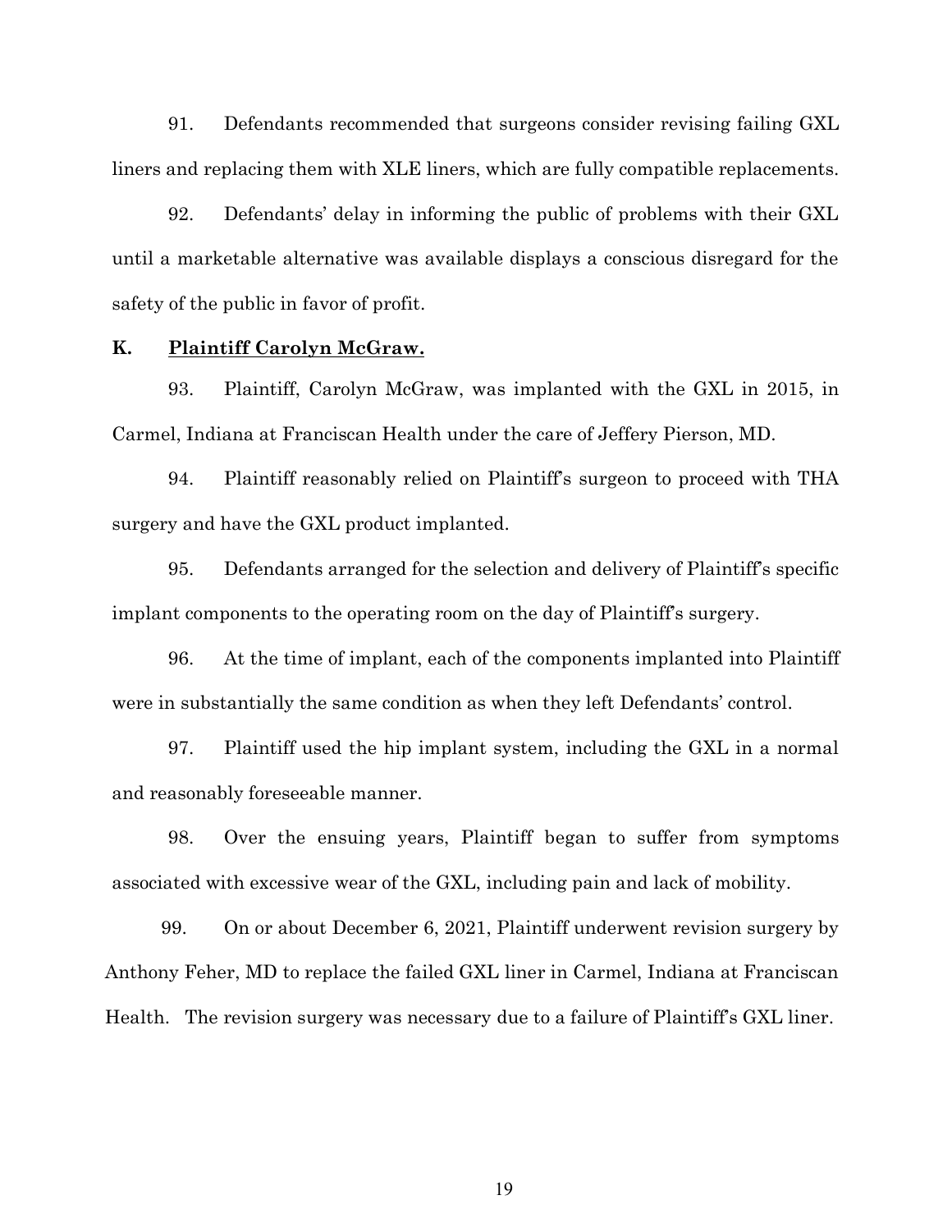91. Defendants recommended that surgeons consider revising failing GXL liners and replacing them with XLE liners, which are fully compatible replacements.

92. Defendants' delay in informing the public of problems with their GXL until a marketable alternative was available displays a conscious disregard for the safety of the public in favor of profit.

**K. <u>Plaintiff Carolyn McGraw.</u>**

93. Plaintiff, Carolyn McGraw, was implanted with the GXL in 2015, in Carmel, Indiana at Franciscan Health under the care of Jeffery Pierson, MD.

94. Plaintiff reasonably relied on Plaintiff's surgeon to proceed with THA surgery and have the GXL product implanted.

95. Defendants arranged for the selection and delivery of Plaintiff's specific implant components to the operating room on the day of Plaintiff's surgery.

96. At the time of implant, each of the components implanted into Plaintiff were in substantially the same condition as when they left Defendants' control.

97. Plaintiff used the hip implant system, including the GXL in a normal and reasonably foreseeable manner.

98. Over the ensuing years, Plaintiff began to suffer from symptoms associated with excessive wear of the GXL, including pain and lack of mobility.

99. On or about December 6, 2021, Plaintiff underwent revision surgery by Anthony Feher, MD to replace the failed GXL liner in Carmel, Indiana at Franciscan Health. The revision surgery was necessary due to a failure of Plaintiff's GXL liner.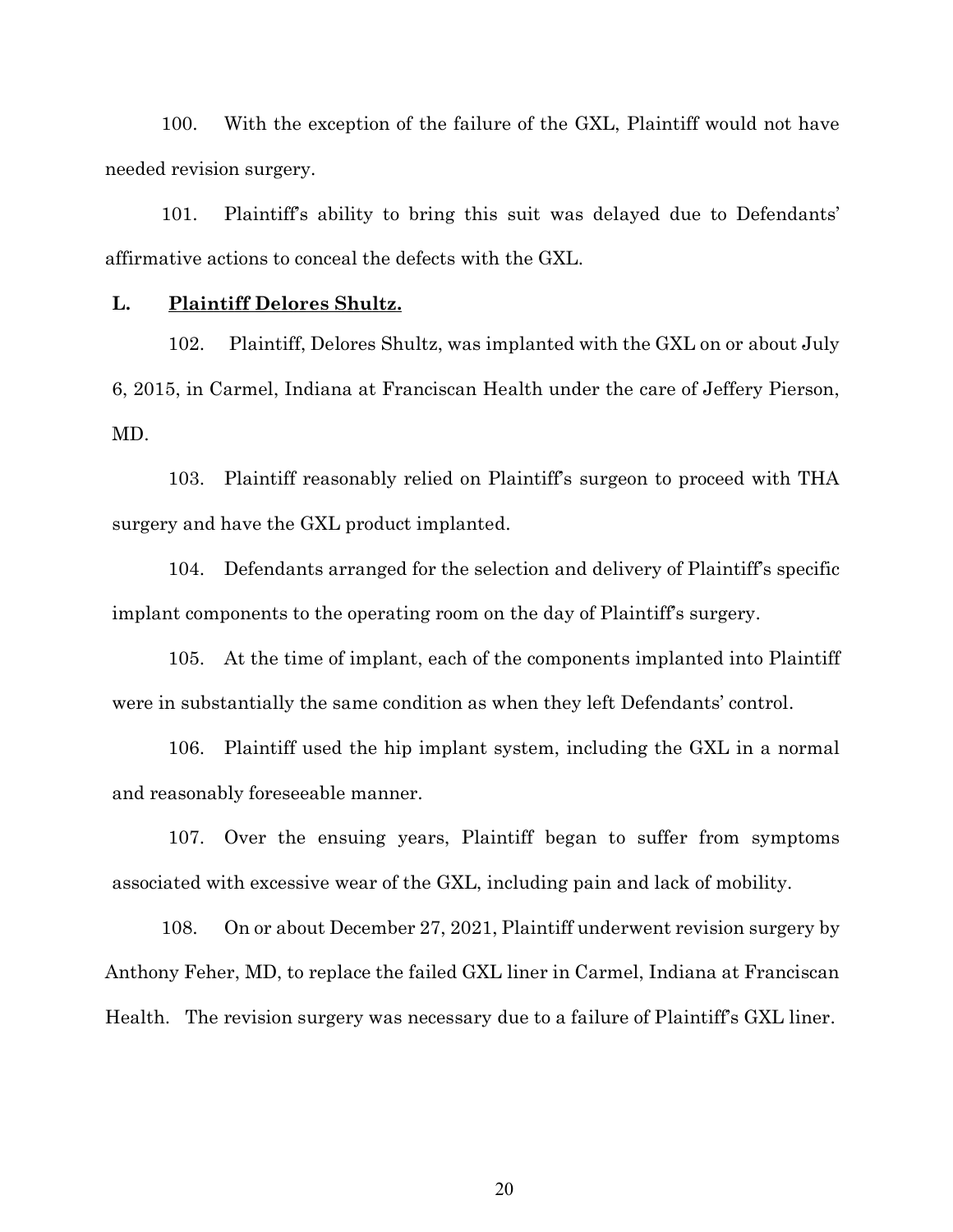100. With the exception of the failure of the GXL, Plaintiff would not have needed revision surgery.

101. Plaintiff's ability to bring this suit was delayed due to Defendants' affirmative actions to conceal the defects with the GXL.

**L. <u>Plaintiff Delores Shultz.</u>**

102. Plaintiff, Delores Shultz, was implanted with the GXL on or about July 6, 2015, in Carmel, Indiana at Franciscan Health under the care of Jeffery Pierson, MD.

103. Plaintiff reasonably relied on Plaintiff's surgeon to proceed with THA surgery and have the GXL product implanted.

104. Defendants arranged for the selection and delivery of Plaintiff's specific implant components to the operating room on the day of Plaintiff's surgery.

105. At the time of implant, each of the components implanted into Plaintiff were in substantially the same condition as when they left Defendants' control.

106. Plaintiff used the hip implant system, including the GXL in a normal and reasonably foreseeable manner.

107. Over the ensuing years, Plaintiff began to suffer from symptoms associated with excessive wear of the GXL, including pain and lack of mobility.

108. On or about December 27, 2021, Plaintiff underwent revision surgery by Anthony Feher, MD, to replace the failed GXL liner in Carmel, Indiana at Franciscan Health. The revision surgery was necessary due to a failure of Plaintiff's GXL liner.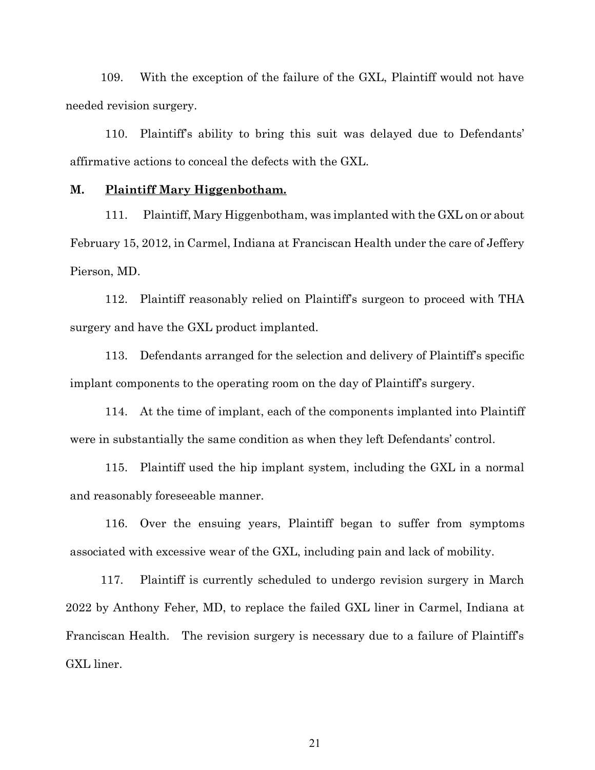109. With the exception of the failure of the GXL, Plaintiff would not have needed revision surgery.

110. Plaintiff's ability to bring this suit was delayed due to Defendants' affirmative actions to conceal the defects with the GXL.

### M. <u>Plaintiff Mary Higgenbotham.</u>

111. Plaintiff, Mary Higgenbotham, was implanted with the GXL on or about February 15, 2012, in Carmel, Indiana at Franciscan Health under the care of Jeffery Pierson, MD.

112. Plaintiff reasonably relied on Plaintiff's surgeon to proceed with THA surgery and have the GXL product implanted.

113. Defendants arranged for the selection and delivery of Plaintiff's specific implant components to the operating room on the day of Plaintiff's surgery.

114. At the time of implant, each of the components implanted into Plaintiff were in substantially the same condition as when they left Defendants' control.

115. Plaintiff used the hip implant system, including the GXL in a normal and reasonably foreseeable manner.

116. Over the ensuing years, Plaintiff began to suffer from symptoms associated with excessive wear of the GXL, including pain and lack of mobility.

117. Plaintiff is currently scheduled to undergo revision surgery in March 2022 by Anthony Feher, MD, to replace the failed GXL liner in Carmel, Indiana at Franciscan Health. The revision surgery is necessary due to a failure of Plaintiff's GXL liner.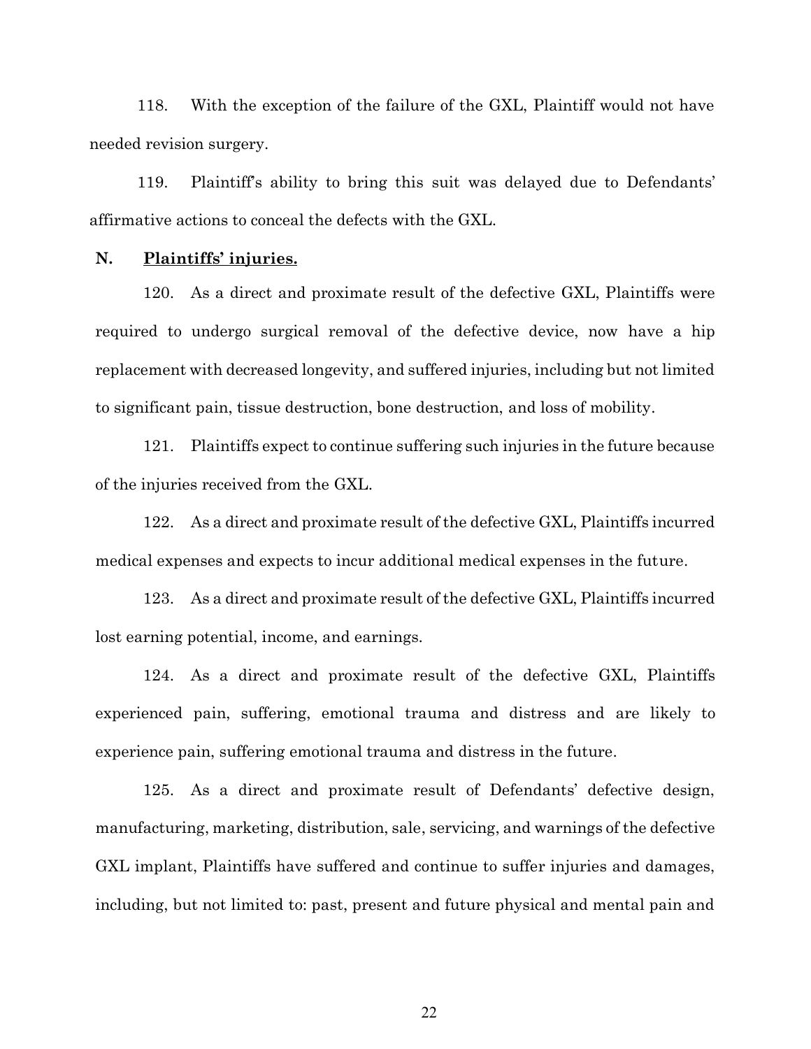118. With the exception of the failure of the GXL, Plaintiff would not have needed revision surgery.

119. Plaintiff's ability to bring this suit was delayed due to Defendants' affirmative actions to conceal the defects with the GXL.

**N. <u>Plaintiffs' injuries.</u>**

120. As a direct and proximate result of the defective GXL, Plaintiffs were required to undergo surgical removal of the defective device, now have a hip replacement with decreased longevity, and suffered injuries, including but not limited to significant pain, tissue destruction, bone destruction, and loss of mobility.

121. Plaintiffs expect to continue suffering such injuries in the future because of the injuries received from the GXL.

122. As a direct and proximate result of the defective GXL, Plaintiffs incurred medical expenses and expects to incur additional medical expenses in the future.

123. As a direct and proximate result of the defective GXL, Plaintiffs incurred lost earning potential, income, and earnings.

124. As a direct and proximate result of the defective GXL, Plaintiffs experienced pain, suffering, emotional trauma and distress and are likely to experience pain, suffering emotional trauma and distress in the future.

125. As a direct and proximate result of Defendants' defective design, manufacturing, marketing, distribution, sale, servicing, and warnings of the defective GXL implant, Plaintiffs have suffered and continue to suffer injuries and damages, including, but not limited to: past, present and future physical and mental pain and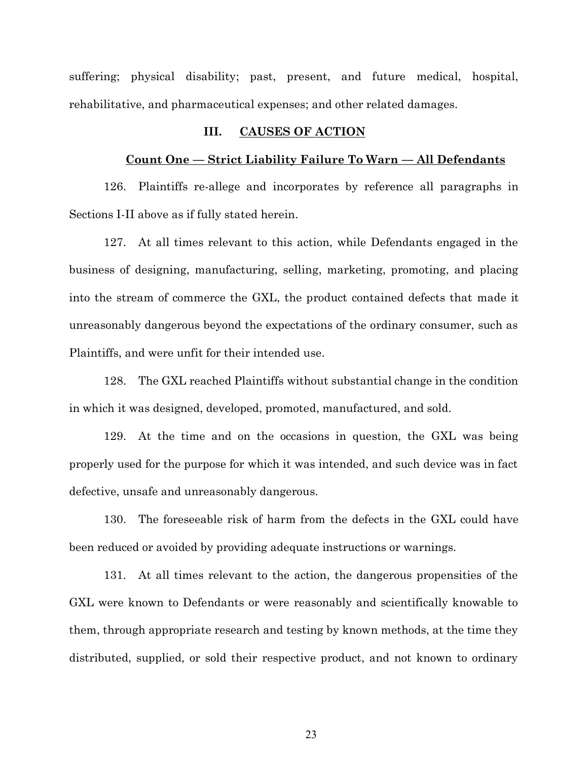suffering; physical disability; past, present, and future medical, hospital, rehabilitative, and pharmaceutical expenses; and other related damages.

## III. CAUSES OF ACTION

### Count One — Strict Liability Failure To Warn — All Defendants

126. Plaintiffs re-allege and incorporates by reference all paragraphs in Sections I-II above as if fully stated herein.

127. At all times relevant to this action, while Defendants engaged in the business of designing, manufacturing, selling, marketing, promoting, and placing into the stream of commerce the GXL, the product contained defects that made it unreasonably dangerous beyond the expectations of the ordinary consumer, such as Plaintiffs, and were unfit for their intended use.

128. The GXL reached Plaintiffs without substantial change in the condition in which it was designed, developed, promoted, manufactured, and sold.

129. At the time and on the occasions in question, the GXL was being properly used for the purpose for which it was intended, and such device was in fact defective, unsafe and unreasonably dangerous.

130. The foreseeable risk of harm from the defects in the GXL could have been reduced or avoided by providing adequate instructions or warnings.

131. At all times relevant to the action, the dangerous propensities of the GXL were known to Defendants or were reasonably and scientifically knowable to them, through appropriate research and testing by known methods, at the time they distributed, supplied, or sold their respective product, and not known to ordinary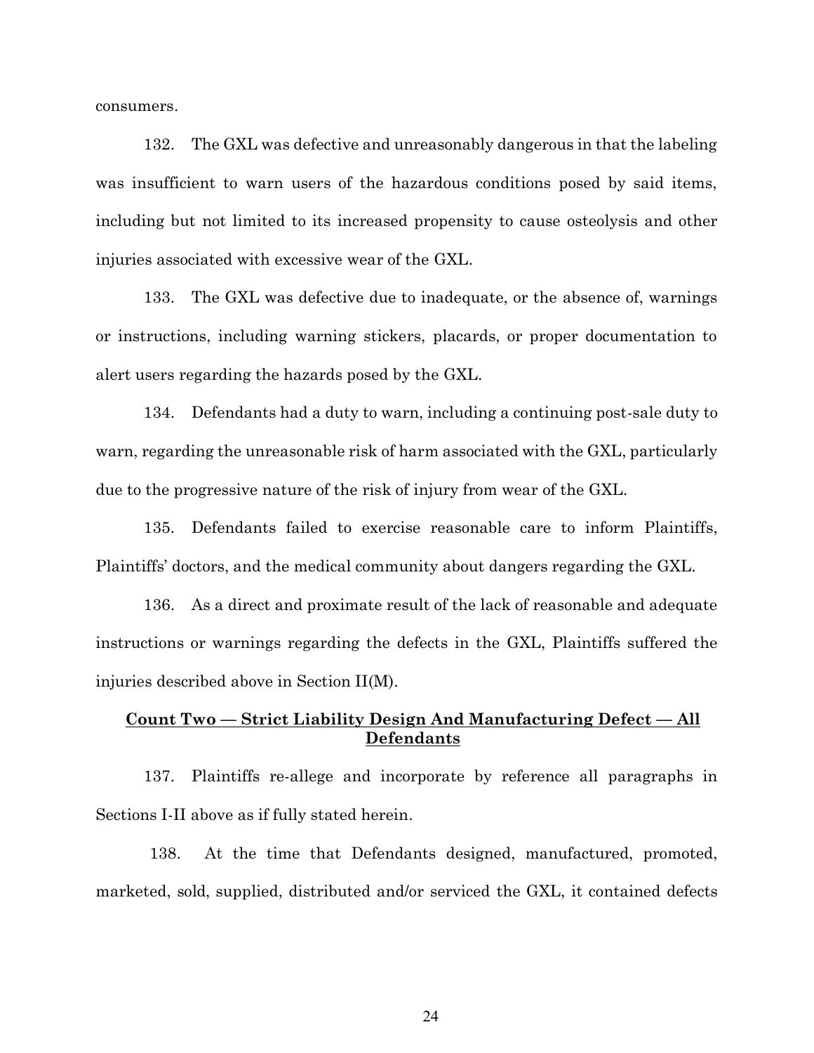consumers.

132. The GXL was defective and unreasonably dangerous in that the labeling was insufficient to warn users of the hazardous conditions posed by said items, including but not limited to its increased propensity to cause osteolysis and other injuries associated with excessive wear of the GXL.

133. The GXL was defective due to inadequate, or the absence of, warnings or instructions, including warning stickers, placards, or proper documentation to alert users regarding the hazards posed by the GXL.

134. Defendants had a duty to warn, including a continuing post-sale duty to warn, regarding the unreasonable risk of harm associated with the GXL, particularly due to the progressive nature of the risk of injury from wear of the GXL.

135. Defendants failed to exercise reasonable care to inform Plaintiffs, Plaintiffs' doctors, and the medical community about dangers regarding the GXL.

136. As a direct and proximate result of the lack of reasonable and adequate instructions or warnings regarding the defects in the GXL, Plaintiffs suffered the injuries described above in Section II(M).

**Count Two — Strict Liability Design And Manufacturing Defect — All Defendants**

137. Plaintiffs re-allege and incorporate by reference all paragraphs in Sections I-II above as if fully stated herein.

138. At the time that Defendants designed, manufactured, promoted, marketed, sold, supplied, distributed and/or serviced the GXL, it contained defects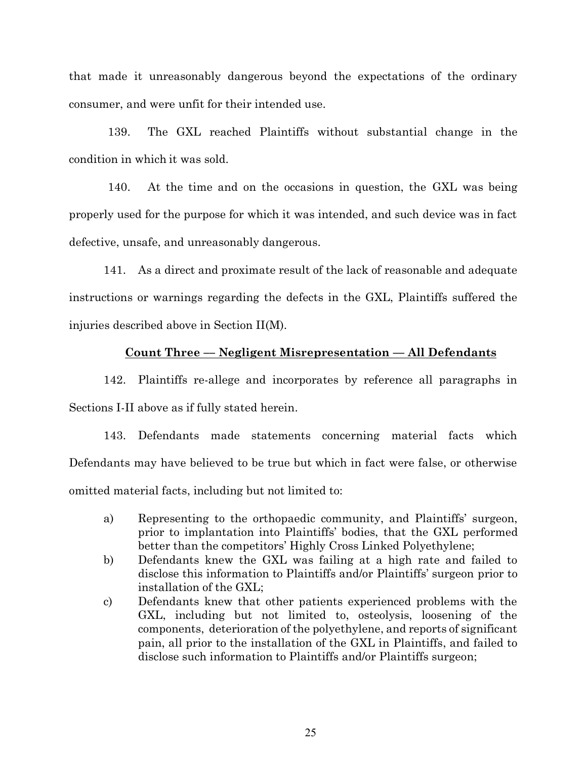that made it unreasonably dangerous beyond the expectations of the ordinary consumer, and were unfit for their intended use.

139. The GXL reached Plaintiffs without substantial change in the condition in which it was sold.

140. At the time and on the occasions in question, the GXL was being properly used for the purpose for which it was intended, and such device was in fact defective, unsafe, and unreasonably dangerous.

141. As a direct and proximate result of the lack of reasonable and adequate instructions or warnings regarding the defects in the GXL, Plaintiffs suffered the injuries described above in Section II(M).

**Count Three — Negligent Misrepresentation — All Defendants**

142. Plaintiffs re-allege and incorporates by reference all paragraphs in Sections I-II above as if fully stated herein.

143. Defendants made statements concerning material facts which Defendants may have believed to be true but which in fact were false, or otherwise omitted material facts, including but not limited to:

a) Representing to the orthopaedic community, and Plaintiffs' surgeon, prior to implantation into Plaintiffs' bodies, that the GXL performed better than the competitors' Highly Cross Linked Polyethylene;

b) Defendants knew the GXL was failing at a high rate and failed to disclose this information to Plaintiffs and/or Plaintiffs' surgeon prior to installation of the GXL;

c) Defendants knew that other patients experienced problems with the GXL, including but not limited to, osteolysis, loosening of the components, deterioration of the polyethylene, and reports of significant pain, all prior to the installation of the GXL in Plaintiffs, and failed to disclose such information to Plaintiffs and/or Plaintiffs surgeon;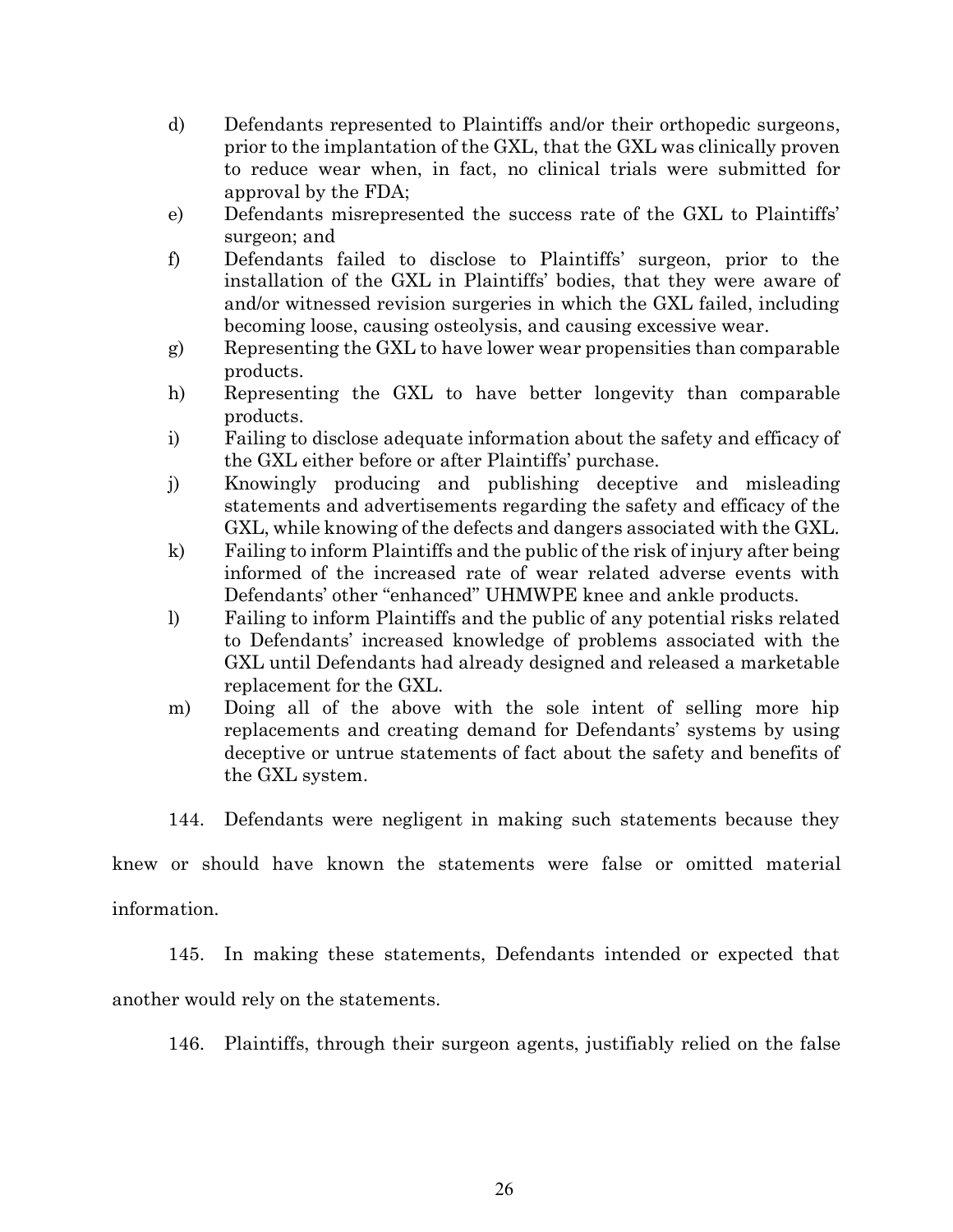d) Defendants represented to Plaintiffs and/or their orthopedic surgeons, prior to the implantation of the GXL, that the GXL was clinically proven to reduce wear when, in fact, no clinical trials were submitted for approval by the FDA;

e) Defendants misrepresented the success rate of the GXL to Plaintiffs' surgeon; and

f) Defendants failed to disclose to Plaintiffs' surgeon, prior to the installation of the GXL in Plaintiffs' bodies, that they were aware of and/or witnessed revision surgeries in which the GXL failed, including becoming loose, causing osteolysis, and causing excessive wear.

g) Representing the GXL to have lower wear propensities than comparable products.

h) Representing the GXL to have better longevity than comparable products.

i) Failing to disclose adequate information about the safety and efficacy of the GXL either before or after Plaintiffs' purchase.

j) Knowingly producing and publishing deceptive and misleading statements and advertisements regarding the safety and efficacy of the GXL, while knowing of the defects and dangers associated with the GXL.

k) Failing to inform Plaintiffs and the public of the risk of injury after being informed of the increased rate of wear related adverse events with Defendants' other "enhanced" UHMWPE knee and ankle products.

l) Failing to inform Plaintiffs and the public of any potential risks related to Defendants' increased knowledge of problems associated with the GXL until Defendants had already designed and released a marketable replacement for the GXL.

m) Doing all of the above with the sole intent of selling more hip replacements and creating demand for Defendants' systems by using deceptive or untrue statements of fact about the safety and benefits of the GXL system.

144. Defendants were negligent in making such statements because they knew or should have known the statements were false or omitted material information.

145. In making these statements, Defendants intended or expected that another would rely on the statements.

146. Plaintiffs, through their surgeon agents, justifiably relied on the false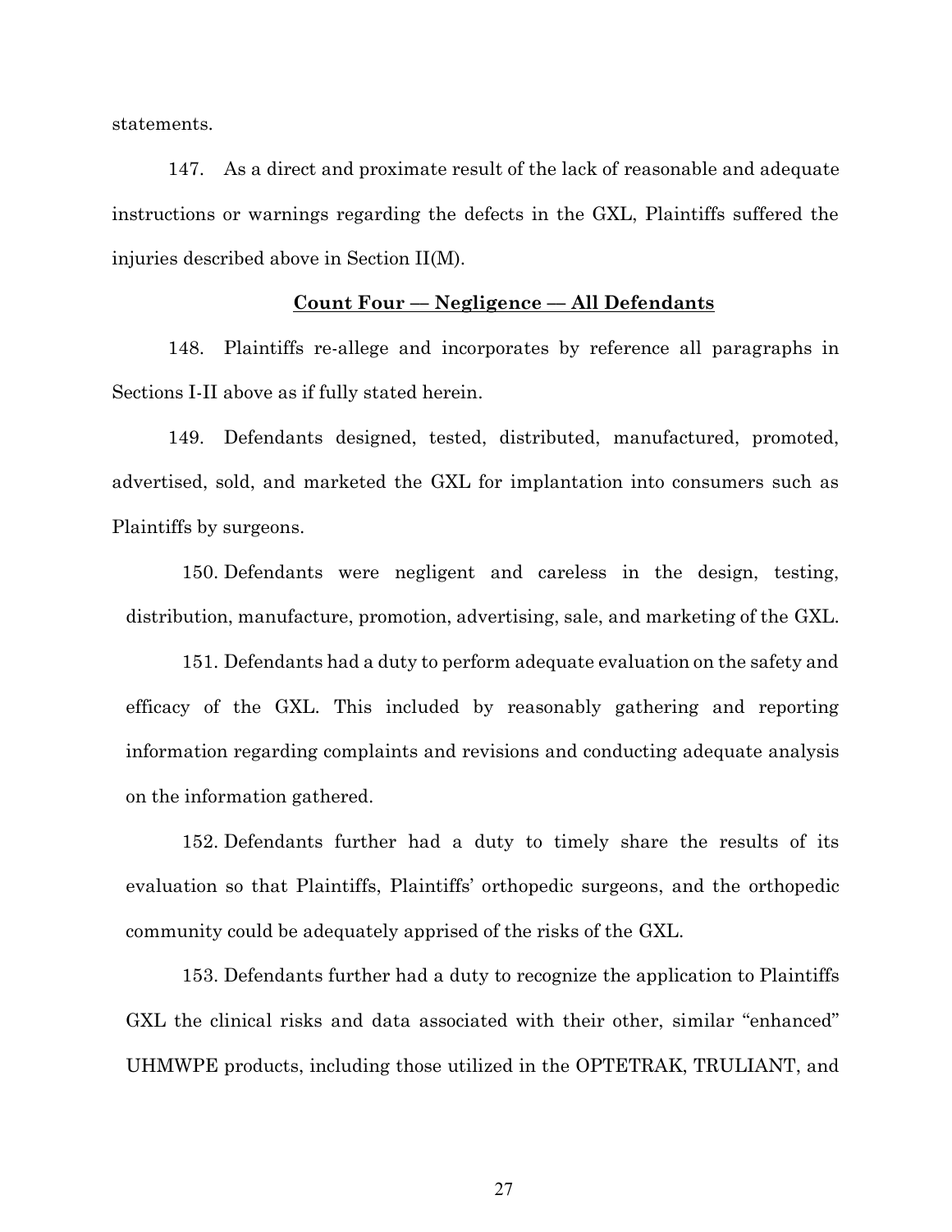statements.

147. As a direct and proximate result of the lack of reasonable and adequate instructions or warnings regarding the defects in the GXL, Plaintiffs suffered the injuries described above in Section II(M).

**Count Four — Negligence — All Defendants**

148. Plaintiffs re-allege and incorporates by reference all paragraphs in Sections I-II above as if fully stated herein.

149. Defendants designed, tested, distributed, manufactured, promoted, advertised, sold, and marketed the GXL for implantation into consumers such as Plaintiffs by surgeons.

150. Defendants were negligent and careless in the design, testing, distribution, manufacture, promotion, advertising, sale, and marketing of the GXL.

151. Defendants had a duty to perform adequate evaluation on the safety and efficacy of the GXL. This included by reasonably gathering and reporting information regarding complaints and revisions and conducting adequate analysis on the information gathered.

152. Defendants further had a duty to timely share the results of its evaluation so that Plaintiffs, Plaintiffs' orthopedic surgeons, and the orthopedic community could be adequately apprised of the risks of the GXL.

153. Defendants further had a duty to recognize the application to Plaintiffs GXL the clinical risks and data associated with their other, similar "enhanced" UHMWPE products, including those utilized in the OPTETRAK, TRULIANT, and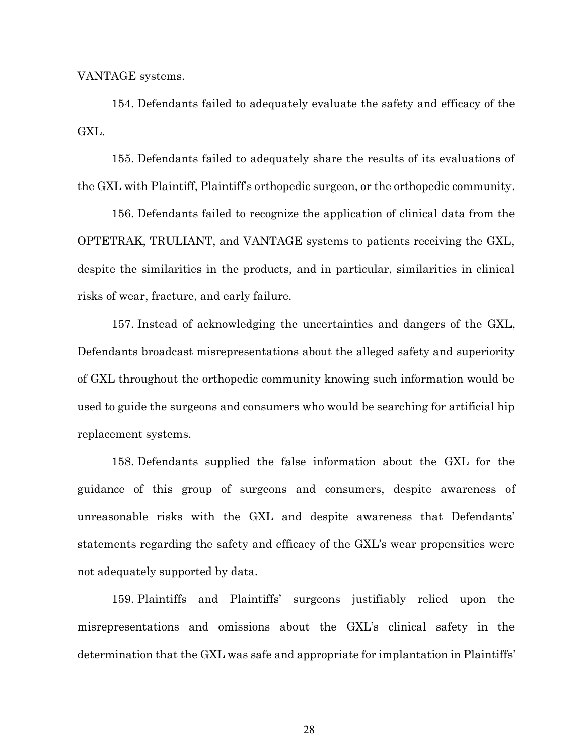VANTAGE systems.

154. Defendants failed to adequately evaluate the safety and efficacy of the GXL.

155. Defendants failed to adequately share the results of its evaluations of the GXL with Plaintiff, Plaintiff's orthopedic surgeon, or the orthopedic community.

156. Defendants failed to recognize the application of clinical data from the OPTETRAK, TRULIANT, and VANTAGE systems to patients receiving the GXL, despite the similarities in the products, and in particular, similarities in clinical risks of wear, fracture, and early failure.

157. Instead of acknowledging the uncertainties and dangers of the GXL, Defendants broadcast misrepresentations about the alleged safety and superiority of GXL throughout the orthopedic community knowing such information would be used to guide the surgeons and consumers who would be searching for artificial hip replacement systems.

158. Defendants supplied the false information about the GXL for the guidance of this group of surgeons and consumers, despite awareness of unreasonable risks with the GXL and despite awareness that Defendants' statements regarding the safety and efficacy of the GXL's wear propensities were not adequately supported by data.

159. Plaintiffs and Plaintiffs' surgeons justifiably relied upon the misrepresentations and omissions about the GXL's clinical safety in the determination that the GXL was safe and appropriate for implantation in Plaintiffs'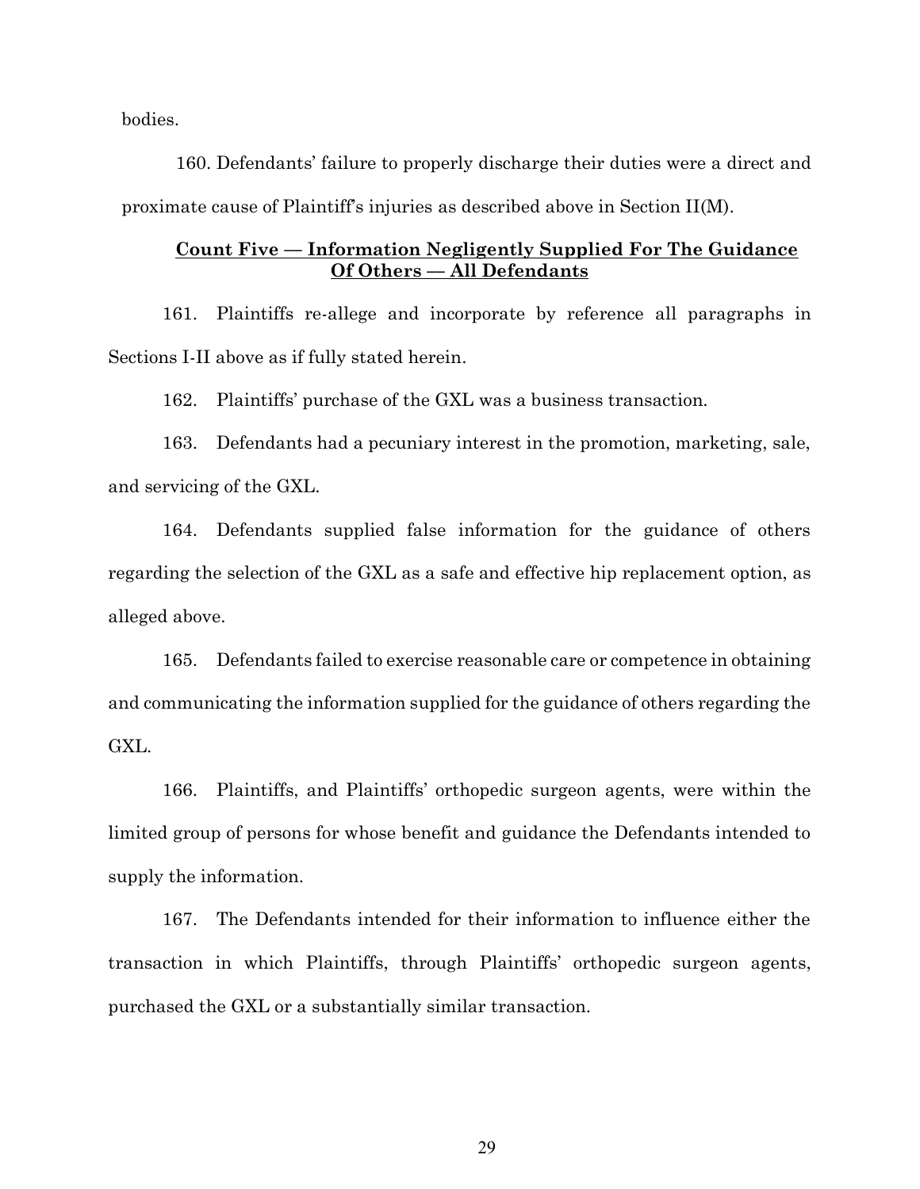bodies.

160. Defendants' failure to properly discharge their duties were a direct and proximate cause of Plaintiff's injuries as described above in Section II(M).

**Count Five — Information Negligently Supplied For The Guidance Of Others — All Defendants**

161. Plaintiffs re-allege and incorporate by reference all paragraphs in Sections I-II above as if fully stated herein.

162. Plaintiffs' purchase of the GXL was a business transaction.

163. Defendants had a pecuniary interest in the promotion, marketing, sale, and servicing of the GXL.

164. Defendants supplied false information for the guidance of others regarding the selection of the GXL as a safe and effective hip replacement option, as alleged above.

165. Defendants failed to exercise reasonable care or competence in obtaining and communicating the information supplied for the guidance of others regarding the GXL.

166. Plaintiffs, and Plaintiffs' orthopedic surgeon agents, were within the limited group of persons for whose benefit and guidance the Defendants intended to supply the information.

167. The Defendants intended for their information to influence either the transaction in which Plaintiffs, through Plaintiffs' orthopedic surgeon agents, purchased the GXL or a substantially similar transaction.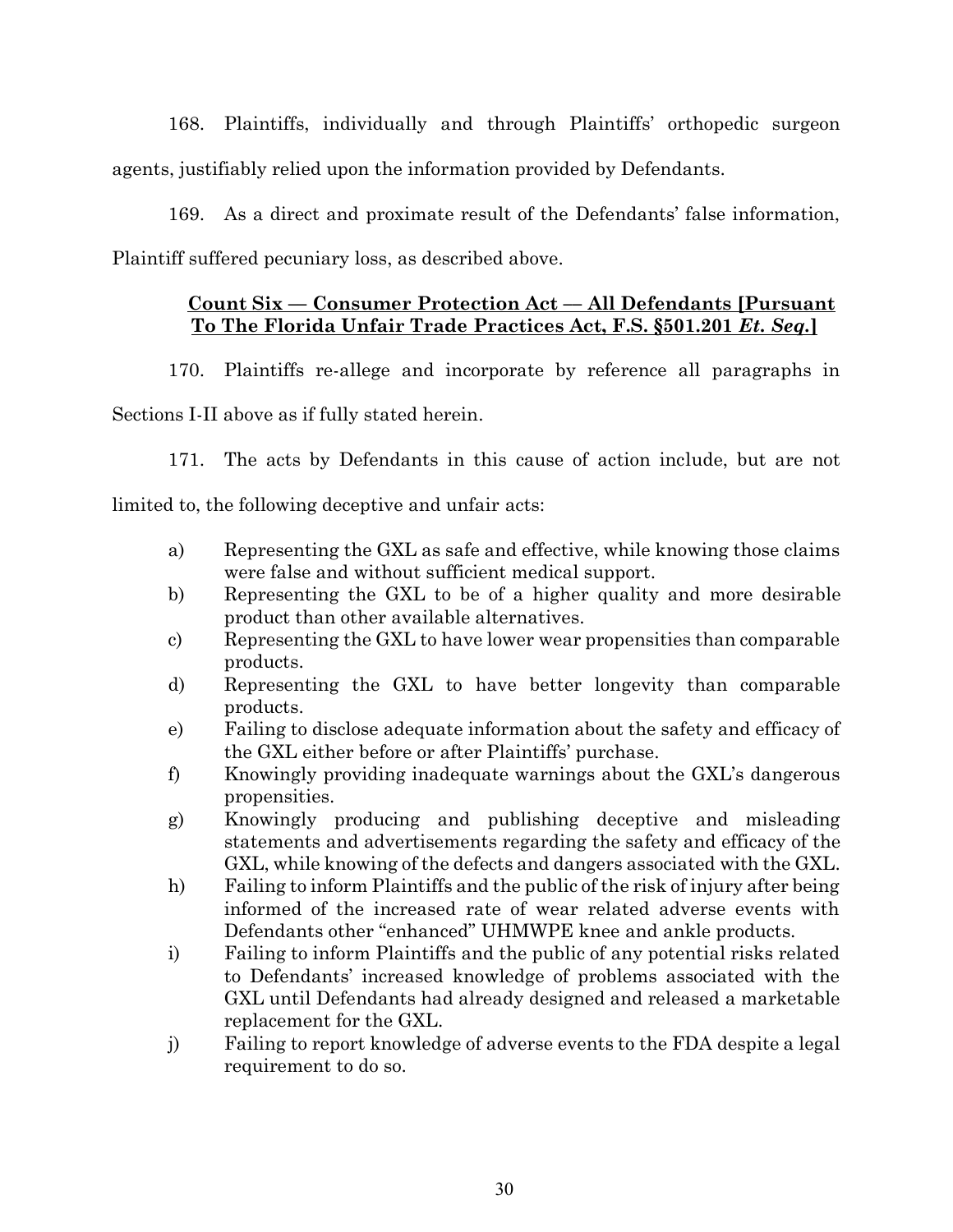168. Plaintiffs, individually and through Plaintiffs' orthopedic surgeon agents, justifiably relied upon the information provided by Defendants.

169. As a direct and proximate result of the Defendants' false information, Plaintiff suffered pecuniary loss, as described above.

## <u>Count Six — Consumer Protection Act — All Defendants [Pursuant To The Florida Unfair Trade Practices Act, F.S. §501.201 *Et. Seq.*]</u>

170. Plaintiffs re-allege and incorporate by reference all paragraphs in Sections I-II above as if fully stated herein.

171. The acts by Defendants in this cause of action include, but are not limited to, the following deceptive and unfair acts:

a) Representing the GXL as safe and effective, while knowing those claims were false and without sufficient medical support.

b) Representing the GXL to be of a higher quality and more desirable product than other available alternatives.

c) Representing the GXL to have lower wear propensities than comparable products.

d) Representing the GXL to have better longevity than comparable products.

e) Failing to disclose adequate information about the safety and efficacy of the GXL either before or after Plaintiffs' purchase.

f) Knowingly providing inadequate warnings about the GXL's dangerous propensities.

g) Knowingly producing and publishing deceptive and misleading statements and advertisements regarding the safety and efficacy of the GXL, while knowing of the defects and dangers associated with the GXL.

h) Failing to inform Plaintiffs and the public of the risk of injury after being informed of the increased rate of wear related adverse events with Defendants other "enhanced" UHMWPE knee and ankle products.

i) Failing to inform Plaintiffs and the public of any potential risks related to Defendants' increased knowledge of problems associated with the GXL until Defendants had already designed and released a marketable replacement for the GXL.

j) Failing to report knowledge of adverse events to the FDA despite a legal requirement to do so.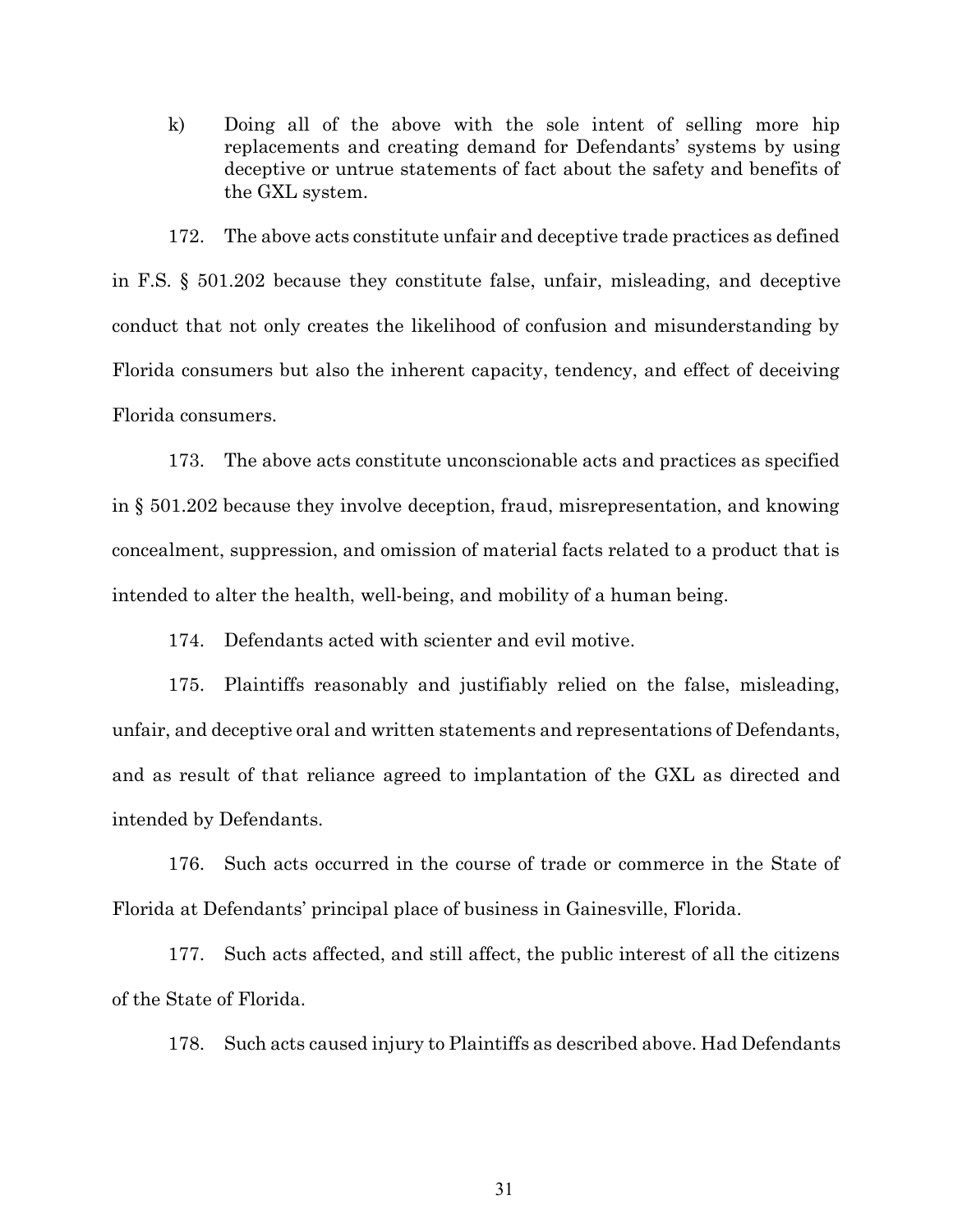k) Doing all of the above with the sole intent of selling more hip replacements and creating demand for Defendants' systems by using deceptive or untrue statements of fact about the safety and benefits of the GXL system.

172. The above acts constitute unfair and deceptive trade practices as defined in F.S. § 501.202 because they constitute false, unfair, misleading, and deceptive conduct that not only creates the likelihood of confusion and misunderstanding by Florida consumers but also the inherent capacity, tendency, and effect of deceiving Florida consumers.

173. The above acts constitute unconscionable acts and practices as specified in § 501.202 because they involve deception, fraud, misrepresentation, and knowing concealment, suppression, and omission of material facts related to a product that is intended to alter the health, well-being, and mobility of a human being.

174. Defendants acted with scienter and evil motive.

175. Plaintiffs reasonably and justifiably relied on the false, misleading, unfair, and deceptive oral and written statements and representations of Defendants, and as result of that reliance agreed to implantation of the GXL as directed and intended by Defendants.

176. Such acts occurred in the course of trade or commerce in the State of Florida at Defendants' principal place of business in Gainesville, Florida.

177. Such acts affected, and still affect, the public interest of all the citizens of the State of Florida.

178. Such acts caused injury to Plaintiffs as described above. Had Defendants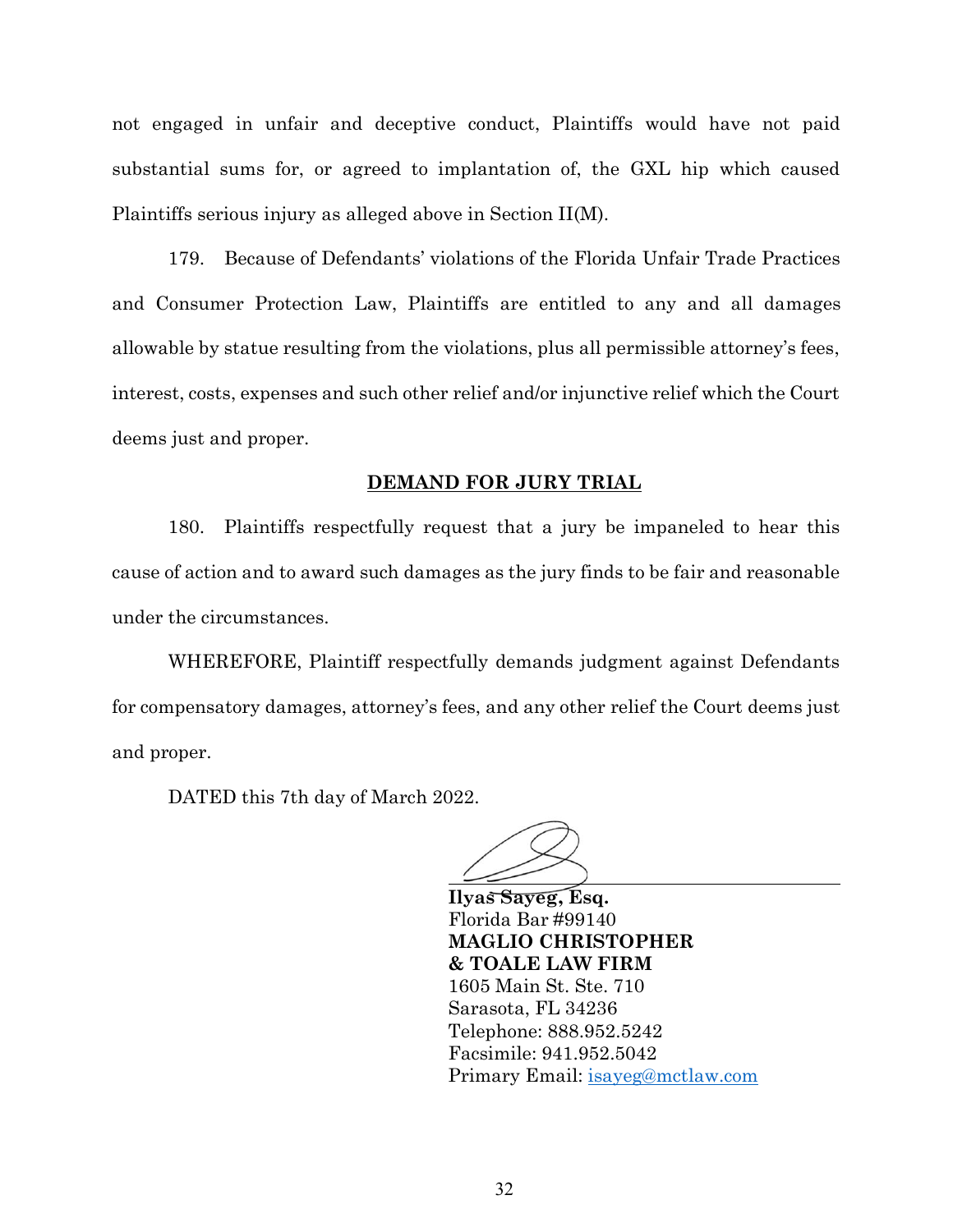not engaged in unfair and deceptive conduct, Plaintiffs would have not paid substantial sums for, or agreed to implantation of, the GXL hip which caused Plaintiffs serious injury as alleged above in Section II(M).

179. Because of Defendants' violations of the Florida Unfair Trade Practices and Consumer Protection Law, Plaintiffs are entitled to any and all damages allowable by statue resulting from the violations, plus all permissible attorney's fees, interest, costs, expenses and such other relief and/or injunctive relief which the Court deems just and proper.

**DEMAND FOR JURY TRIAL**

180. Plaintiffs respectfully request that a jury be impaneled to hear this cause of action and to award such damages as the jury finds to be fair and reasonable under the circumstances.

WHEREFORE, Plaintiff respectfully demands judgment against Defendants for compensatory damages, attorney's fees, and any other relief the Court deems just and proper.

DATED this 7th day of March 2022.

**Ilyas Sayeg, Esq.**
Florida Bar #99140
**MAGLIO CHRISTOPHER**
**& TOALE LAW FIRM**
1605 Main St. Ste. 710
Sarasota, FL 34236
Telephone: 888.952.5242
Facsimile: 941.952.5042
Primary Email: isayeg@mctlaw.com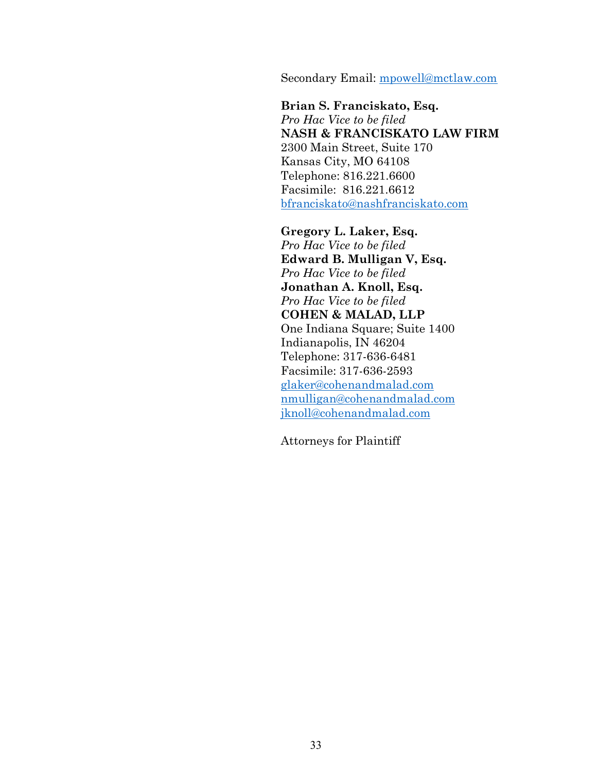Secondary Email: mpowell@mctlaw.com

**Brian S. Franciskato, Esq.**
*Pro Hac Vice to be filed*
**NASH & FRANCISKATO LAW FIRM**
2300 Main Street, Suite 170
Kansas City, MO 64108
Telephone: 816.221.6600
Facsimile: 816.221.6612
bfranciskato@nashfranciskato.com

**Gregory L. Laker, Esq.**
*Pro Hac Vice to be filed*
**Edward B. Mulligan V, Esq.**
*Pro Hac Vice to be filed*
**Jonathan A. Knoll, Esq.**
*Pro Hac Vice to be filed*
**COHEN & MALAD, LLP**
One Indiana Square; Suite 1400
Indianapolis, IN 46204
Telephone: 317-636-6481
Facsimile: 317-636-2593
glaker@cohenandmalad.com
nmulligan@cohenandmalad.com
jknoll@cohenandmalad.com

Attorneys for Plaintiff